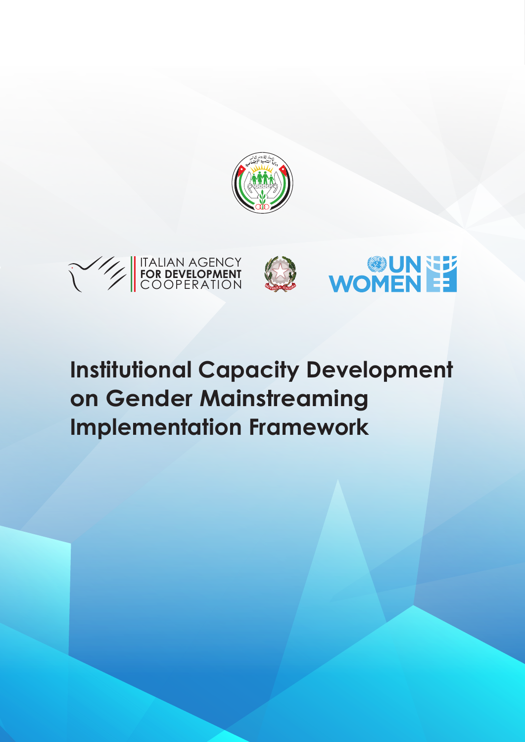ITALIAN AGENCY
FOR DEVELOPMENT
COOPERATION

UN WOMEN

# Institutional Capacity Development on Gender Mainstreaming Implementation Framework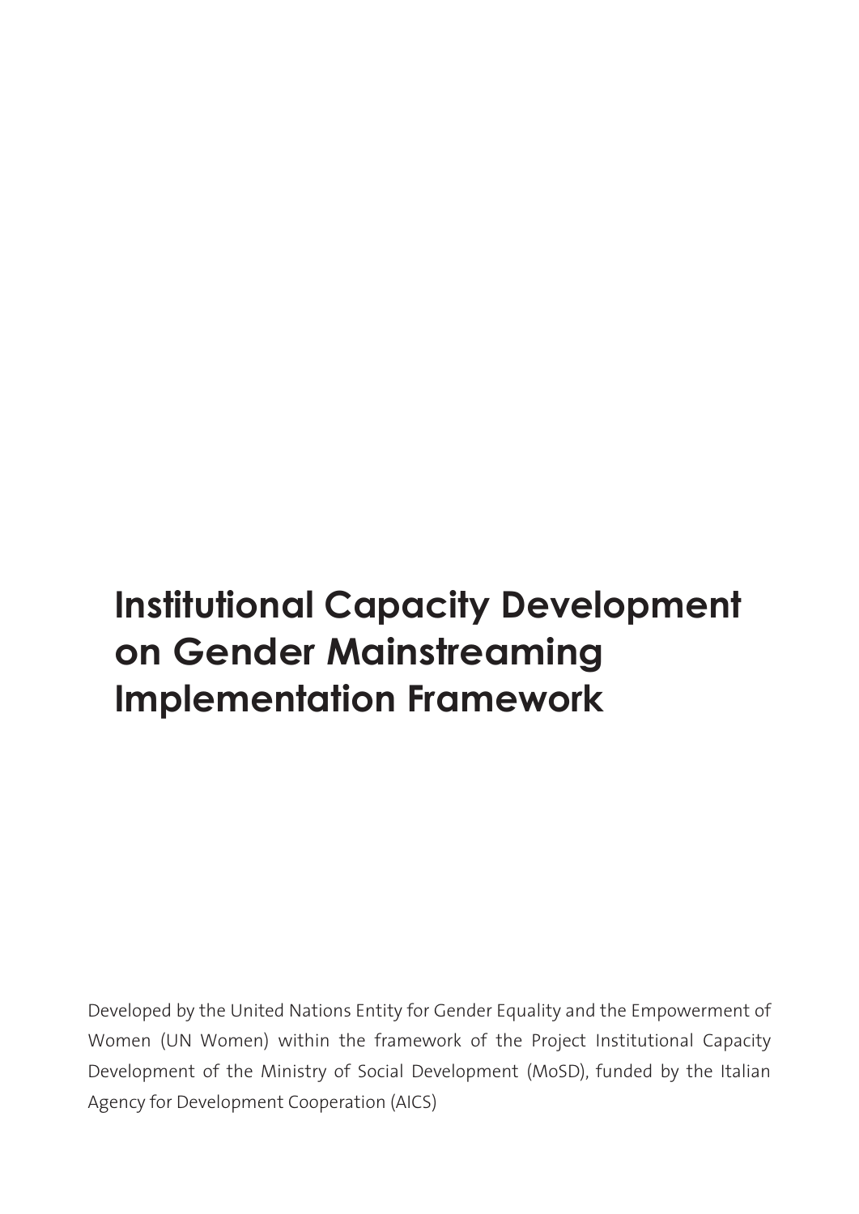# Institutional Capacity Development on Gender Mainstreaming Implementation Framework

Developed by the United Nations Entity for Gender Equality and the Empowerment of Women (UN Women) within the framework of the Project Institutional Capacity Development of the Ministry of Social Development (MoSD), funded by the Italian Agency for Development Cooperation (AICS)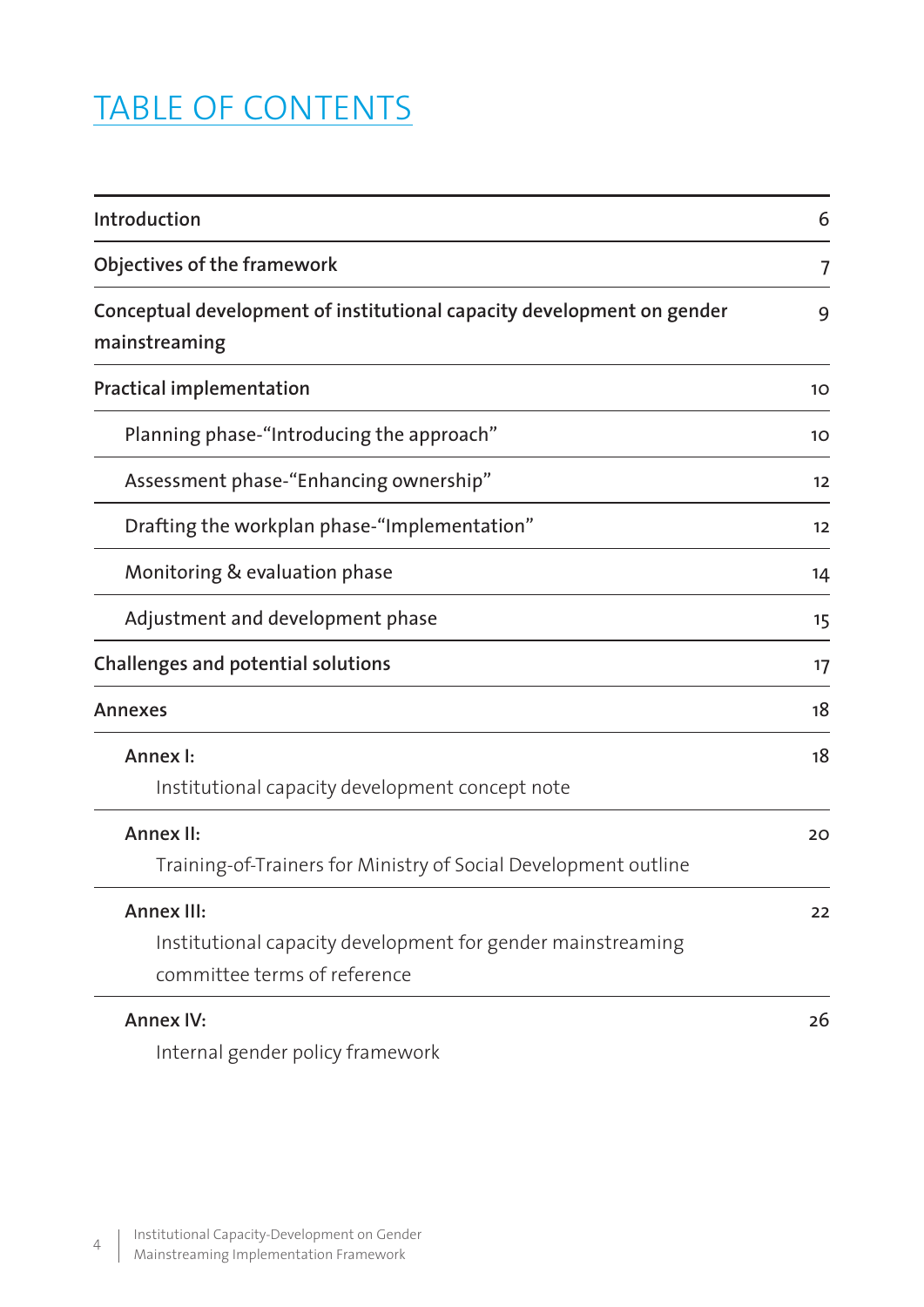# TABLE OF CONTENTS

| | |
|---|---|
| **Introduction** | 6 |
| **Objectives of the framework** | 7 |
| **Conceptual development of institutional capacity development on gender mainstreaming** | 9 |
| **Practical implementation** | 10 |
| Planning phase-"Introducing the approach" | 10 |
| Assessment phase-"Enhancing ownership" | 12 |
| Drafting the workplan phase-"Implementation" | 12 |
| Monitoring & evaluation phase | 14 |
| Adjustment and development phase | 15 |
| **Challenges and potential solutions** | 17 |
| **Annexes** | 18 |
| **Annex I:** Institutional capacity development concept note | 18 |
| **Annex II:** Training-of-Trainers for Ministry of Social Development outline | 20 |
| **Annex III:** Institutional capacity development for gender mainstreaming committee terms of reference | 22 |
| **Annex IV:** Internal gender policy framework | 26 |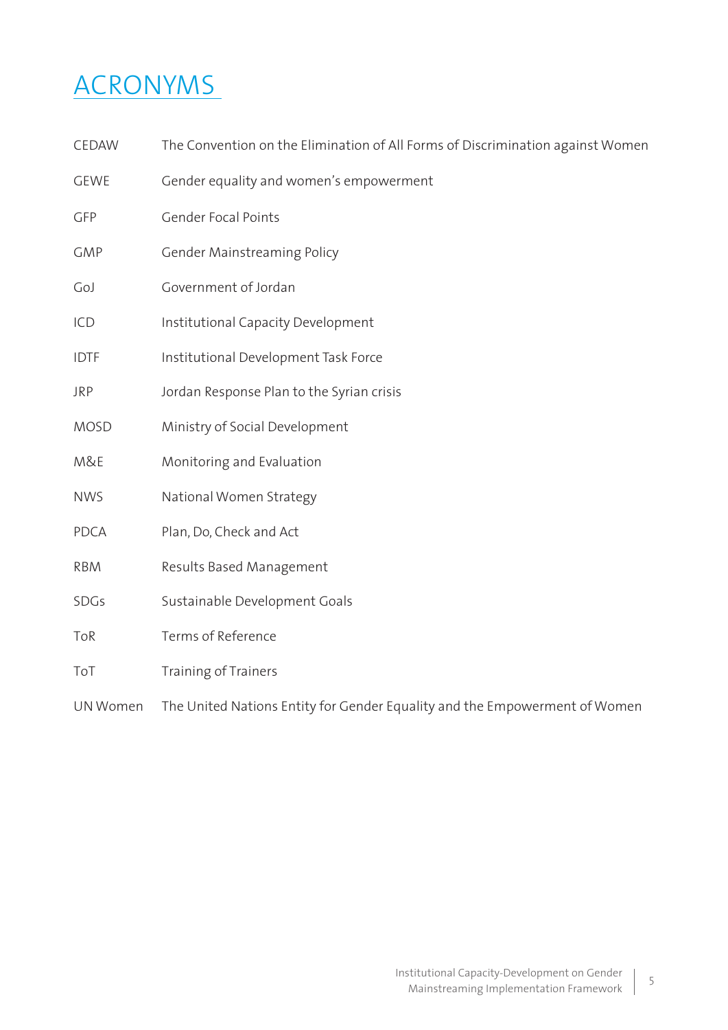# ACRONYMS

| | |
|---|---|
| CEDAW | The Convention on the Elimination of All Forms of Discrimination against Women |
| GEWE | Gender equality and women's empowerment |
| GFP | Gender Focal Points |
| GMP | Gender Mainstreaming Policy |
| GoJ | Government of Jordan |
| ICD | Institutional Capacity Development |
| IDTF | Institutional Development Task Force |
| JRP | Jordan Response Plan to the Syrian crisis |
| MOSD | Ministry of Social Development |
| M&E | Monitoring and Evaluation |
| NWS | National Women Strategy |
| PDCA | Plan, Do, Check and Act |
| RBM | Results Based Management |
| SDGs | Sustainable Development Goals |
| ToR | Terms of Reference |
| ToT | Training of Trainers |
| UN Women | The United Nations Entity for Gender Equality and the Empowerment of Women |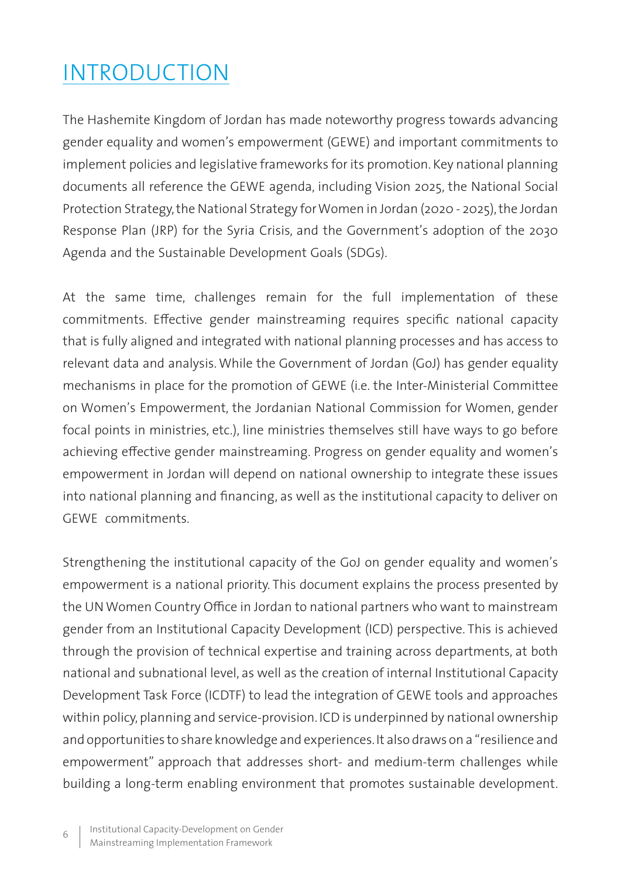# INTRODUCTION

The Hashemite Kingdom of Jordan has made noteworthy progress towards advancing gender equality and women's empowerment (GEWE) and important commitments to implement policies and legislative frameworks for its promotion. Key national planning documents all reference the GEWE agenda, including Vision 2025, the National Social Protection Strategy, the National Strategy for Women in Jordan (2020 - 2025), the Jordan Response Plan (JRP) for the Syria Crisis, and the Government's adoption of the 2030 Agenda and the Sustainable Development Goals (SDGs).

At the same time, challenges remain for the full implementation of these commitments. Effective gender mainstreaming requires specific national capacity that is fully aligned and integrated with national planning processes and has access to relevant data and analysis. While the Government of Jordan (GoJ) has gender equality mechanisms in place for the promotion of GEWE (i.e. the Inter-Ministerial Committee on Women's Empowerment, the Jordanian National Commission for Women, gender focal points in ministries, etc.), line ministries themselves still have ways to go before achieving effective gender mainstreaming. Progress on gender equality and women's empowerment in Jordan will depend on national ownership to integrate these issues into national planning and financing, as well as the institutional capacity to deliver on GEWE commitments.

Strengthening the institutional capacity of the GoJ on gender equality and women's empowerment is a national priority. This document explains the process presented by the UN Women Country Office in Jordan to national partners who want to mainstream gender from an Institutional Capacity Development (ICD) perspective. This is achieved through the provision of technical expertise and training across departments, at both national and subnational level, as well as the creation of internal Institutional Capacity Development Task Force (ICDTF) to lead the integration of GEWE tools and approaches within policy, planning and service-provision. ICD is underpinned by national ownership and opportunities to share knowledge and experiences. It also draws on a "resilience and empowerment" approach that addresses short- and medium-term challenges while building a long-term enabling environment that promotes sustainable development.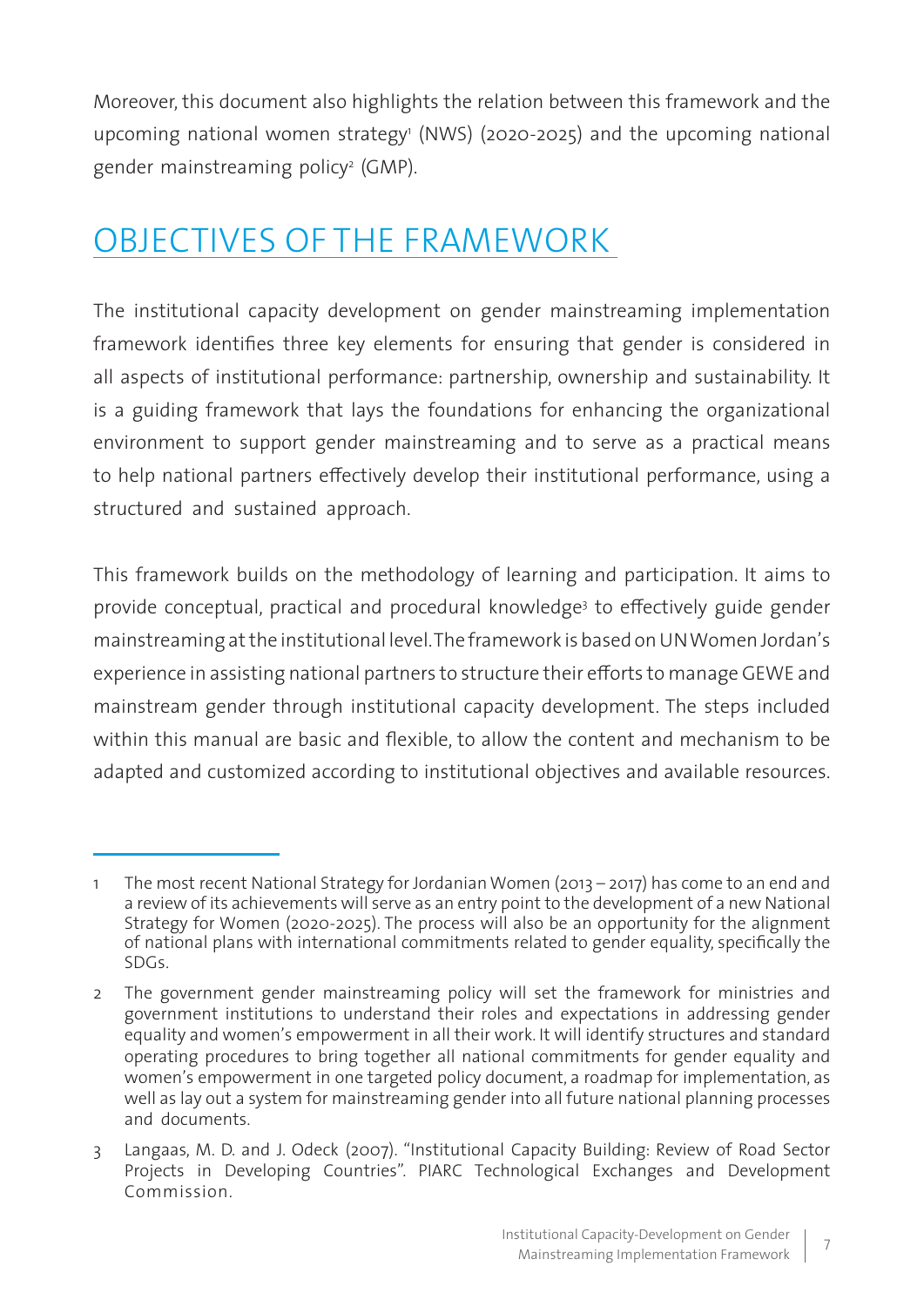Moreover, this document also highlights the relation between this framework and the upcoming national women strategy[1] (NWS) (2020-2025) and the upcoming national gender mainstreaming policy[2] (GMP).

## OBJECTIVES OF THE FRAMEWORK

The institutional capacity development on gender mainstreaming implementation framework identifies three key elements for ensuring that gender is considered in all aspects of institutional performance: partnership, ownership and sustainability. It is a guiding framework that lays the foundations for enhancing the organizational environment to support gender mainstreaming and to serve as a practical means to help national partners effectively develop their institutional performance, using a structured and sustained approach.

This framework builds on the methodology of learning and participation. It aims to provide conceptual, practical and procedural knowledge[3] to effectively guide gender mainstreaming at the institutional level. The framework is based on UN Women Jordan's experience in assisting national partners to structure their efforts to manage GEWE and mainstream gender through institutional capacity development. The steps included within this manual are basic and flexible, to allow the content and mechanism to be adapted and customized according to institutional objectives and available resources.

---

1 The most recent National Strategy for Jordanian Women (2013 – 2017) has come to an end and a review of its achievements will serve as an entry point to the development of a new National Strategy for Women (2020-2025). The process will also be an opportunity for the alignment of national plans with international commitments related to gender equality, specifically the SDGs.

2 The government gender mainstreaming policy will set the framework for ministries and government institutions to understand their roles and expectations in addressing gender equality and women's empowerment in all their work. It will identify structures and standard operating procedures to bring together all national commitments for gender equality and women's empowerment in one targeted policy document, a roadmap for implementation, as well as lay out a system for mainstreaming gender into all future national planning processes and documents.

3 Langaas, M. D. and J. Odeck (2007). "Institutional Capacity Building: Review of Road Sector Projects in Developing Countries". PIARC Technological Exchanges and Development Commission.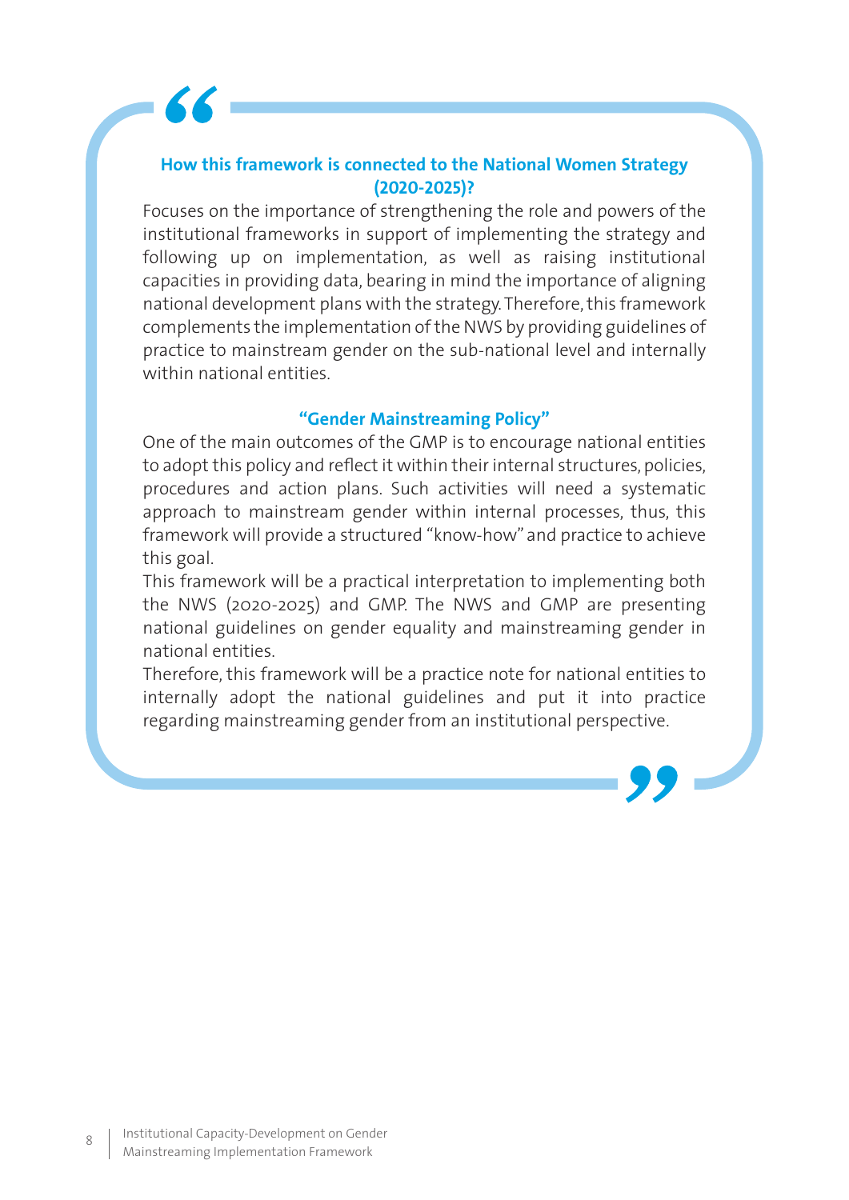### How this framework is connected to the National Women Strategy (2020-2025)?

Focuses on the importance of strengthening the role and powers of the institutional frameworks in support of implementing the strategy and following up on implementation, as well as raising institutional capacities in providing data, bearing in mind the importance of aligning national development plans with the strategy. Therefore, this framework complements the implementation of the NWS by providing guidelines of practice to mainstream gender on the sub-national level and internally within national entities.

### "Gender Mainstreaming Policy"

One of the main outcomes of the GMP is to encourage national entities to adopt this policy and reflect it within their internal structures, policies, procedures and action plans. Such activities will need a systematic approach to mainstream gender within internal processes, thus, this framework will provide a structured "know-how" and practice to achieve this goal.

This framework will be a practical interpretation to implementing both the NWS (2020-2025) and GMP. The NWS and GMP are presenting national guidelines on gender equality and mainstreaming gender in national entities.

Therefore, this framework will be a practice note for national entities to internally adopt the national guidelines and put it into practice regarding mainstreaming gender from an institutional perspective.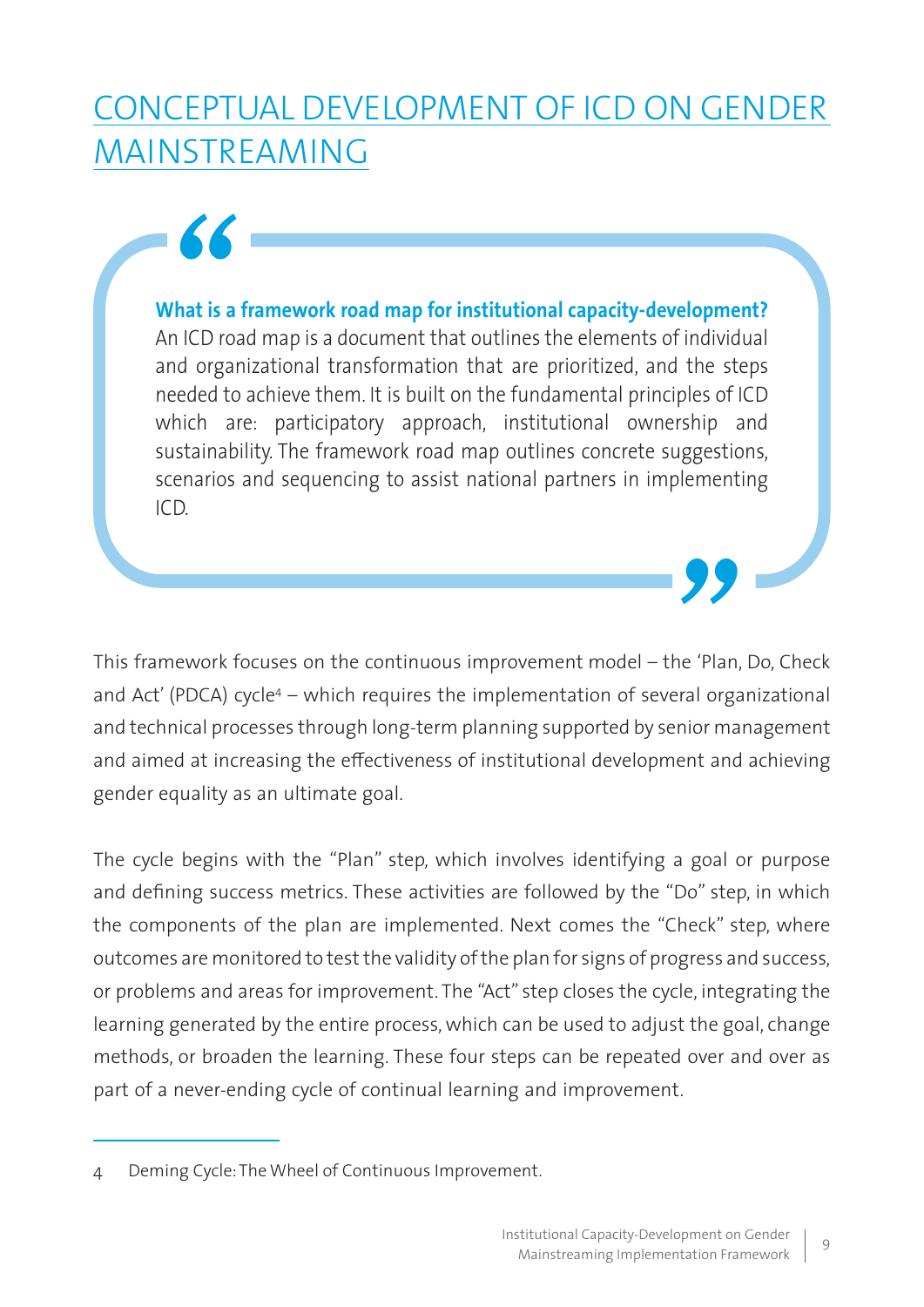# CONCEPTUAL DEVELOPMENT OF ICD ON GENDER MAINSTREAMING

> **What is a framework road map for institutional capacity-development?**
> An ICD road map is a document that outlines the elements of individual and organizational transformation that are prioritized, and the steps needed to achieve them. It is built on the fundamental principles of ICD which are: participatory approach, institutional ownership and sustainability. The framework road map outlines concrete suggestions, scenarios and sequencing to assist national partners in implementing ICD.

This framework focuses on the continuous improvement model – the 'Plan, Do, Check and Act' (PDCA) cycle[4] – which requires the implementation of several organizational and technical processes through long-term planning supported by senior management and aimed at increasing the effectiveness of institutional development and achieving gender equality as an ultimate goal.

The cycle begins with the "Plan" step, which involves identifying a goal or purpose and defining success metrics. These activities are followed by the "Do" step, in which the components of the plan are implemented. Next comes the "Check" step, where outcomes are monitored to test the validity of the plan for signs of progress and success, or problems and areas for improvement. The "Act" step closes the cycle, integrating the learning generated by the entire process, which can be used to adjust the goal, change methods, or broaden the learning. These four steps can be repeated over and over as part of a never-ending cycle of continual learning and improvement.

---

4 Deming Cycle: The Wheel of Continuous Improvement.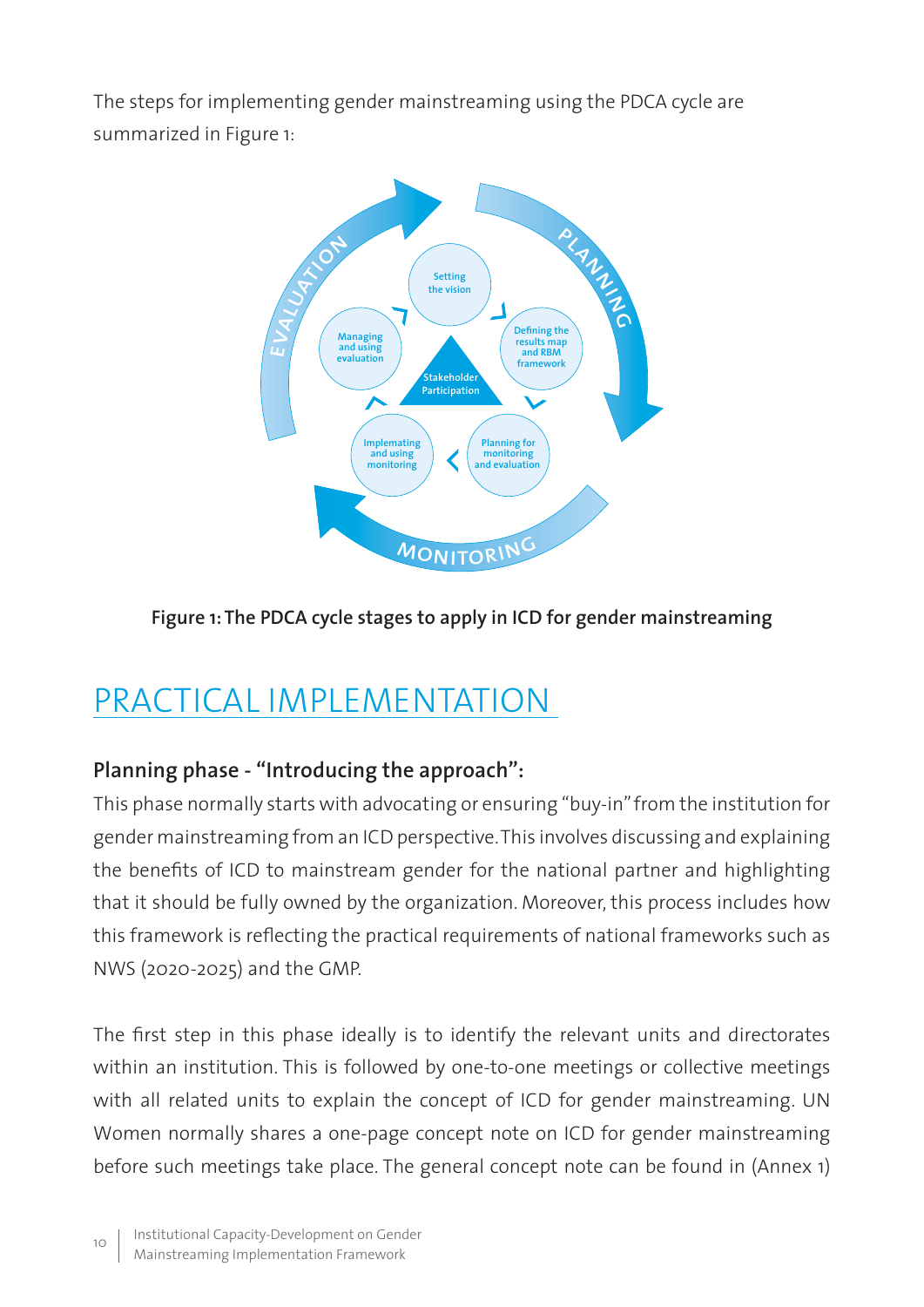The steps for implementing gender mainstreaming using the PDCA cycle are summarized in Figure 1:

Figure 1: The PDCA cycle stages to apply in ICD for gender mainstreaming

# PRACTICAL IMPLEMENTATION

### Planning phase - "Introducing the approach":

This phase normally starts with advocating or ensuring "buy-in" from the institution for gender mainstreaming from an ICD perspective. This involves discussing and explaining the benefits of ICD to mainstream gender for the national partner and highlighting that it should be fully owned by the organization. Moreover, this process includes how this framework is reflecting the practical requirements of national frameworks such as NWS (2020-2025) and the GMP.

The first step in this phase ideally is to identify the relevant units and directorates within an institution. This is followed by one-to-one meetings or collective meetings with all related units to explain the concept of ICD for gender mainstreaming. UN Women normally shares a one-page concept note on ICD for gender mainstreaming before such meetings take place. The general concept note can be found in (Annex 1)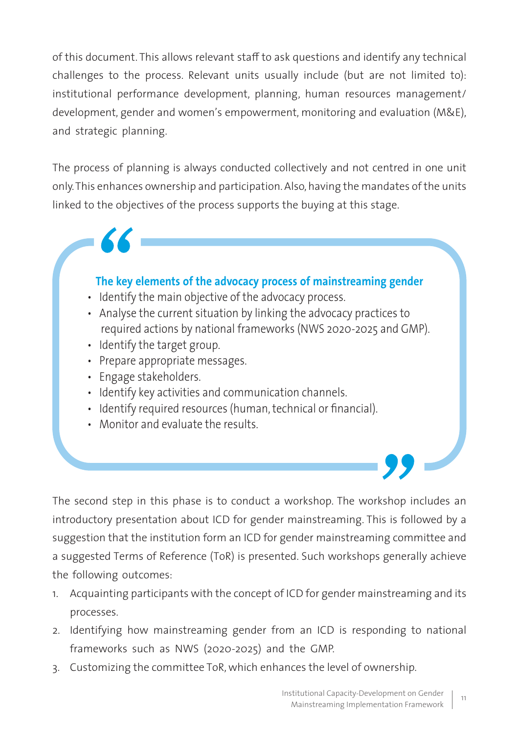of this document. This allows relevant staff to ask questions and identify any technical challenges to the process. Relevant units usually include (but are not limited to): institutional performance development, planning, human resources management/ development, gender and women's empowerment, monitoring and evaluation (M&E), and strategic planning.

The process of planning is always conducted collectively and not centred in one unit only. This enhances ownership and participation. Also, having the mandates of the units linked to the objectives of the process supports the buying at this stage.

> **The key elements of the advocacy process of mainstreaming gender**
>
> - Identify the main objective of the advocacy process.
> - Analyse the current situation by linking the advocacy practices to required actions by national frameworks (NWS 2020-2025 and GMP).
> - Identify the target group.
> - Prepare appropriate messages.
> - Engage stakeholders.
> - Identify key activities and communication channels.
> - Identify required resources (human, technical or financial).
> - Monitor and evaluate the results.

The second step in this phase is to conduct a workshop. The workshop includes an introductory presentation about ICD for gender mainstreaming. This is followed by a suggestion that the institution form an ICD for gender mainstreaming committee and a suggested Terms of Reference (ToR) is presented. Such workshops generally achieve the following outcomes:

1. Acquainting participants with the concept of ICD for gender mainstreaming and its processes.
2. Identifying how mainstreaming gender from an ICD is responding to national frameworks such as NWS (2020-2025) and the GMP.
3. Customizing the committee ToR, which enhances the level of ownership.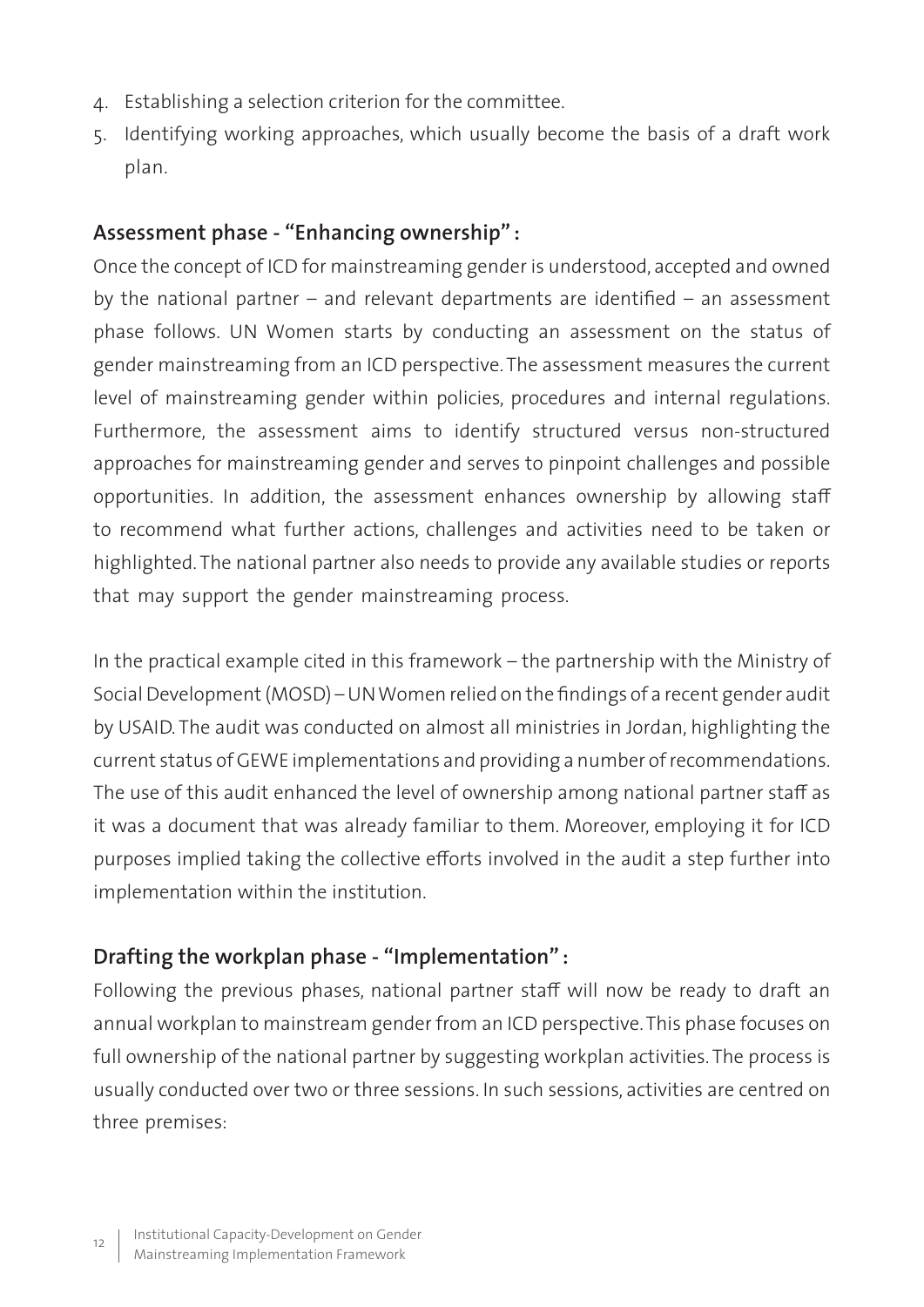4. Establishing a selection criterion for the committee.
5. Identifying working approaches, which usually become the basis of a draft work plan.

### Assessment phase - "Enhancing ownership" :

Once the concept of ICD for mainstreaming gender is understood, accepted and owned by the national partner – and relevant departments are identified – an assessment phase follows. UN Women starts by conducting an assessment on the status of gender mainstreaming from an ICD perspective. The assessment measures the current level of mainstreaming gender within policies, procedures and internal regulations. Furthermore, the assessment aims to identify structured versus non-structured approaches for mainstreaming gender and serves to pinpoint challenges and possible opportunities. In addition, the assessment enhances ownership by allowing staff to recommend what further actions, challenges and activities need to be taken or highlighted. The national partner also needs to provide any available studies or reports that may support the gender mainstreaming process.

In the practical example cited in this framework – the partnership with the Ministry of Social Development (MOSD) – UN Women relied on the findings of a recent gender audit by USAID. The audit was conducted on almost all ministries in Jordan, highlighting the current status of GEWE implementations and providing a number of recommendations. The use of this audit enhanced the level of ownership among national partner staff as it was a document that was already familiar to them. Moreover, employing it for ICD purposes implied taking the collective efforts involved in the audit a step further into implementation within the institution.

### Drafting the workplan phase - "Implementation" :

Following the previous phases, national partner staff will now be ready to draft an annual workplan to mainstream gender from an ICD perspective. This phase focuses on full ownership of the national partner by suggesting workplan activities. The process is usually conducted over two or three sessions. In such sessions, activities are centred on three premises: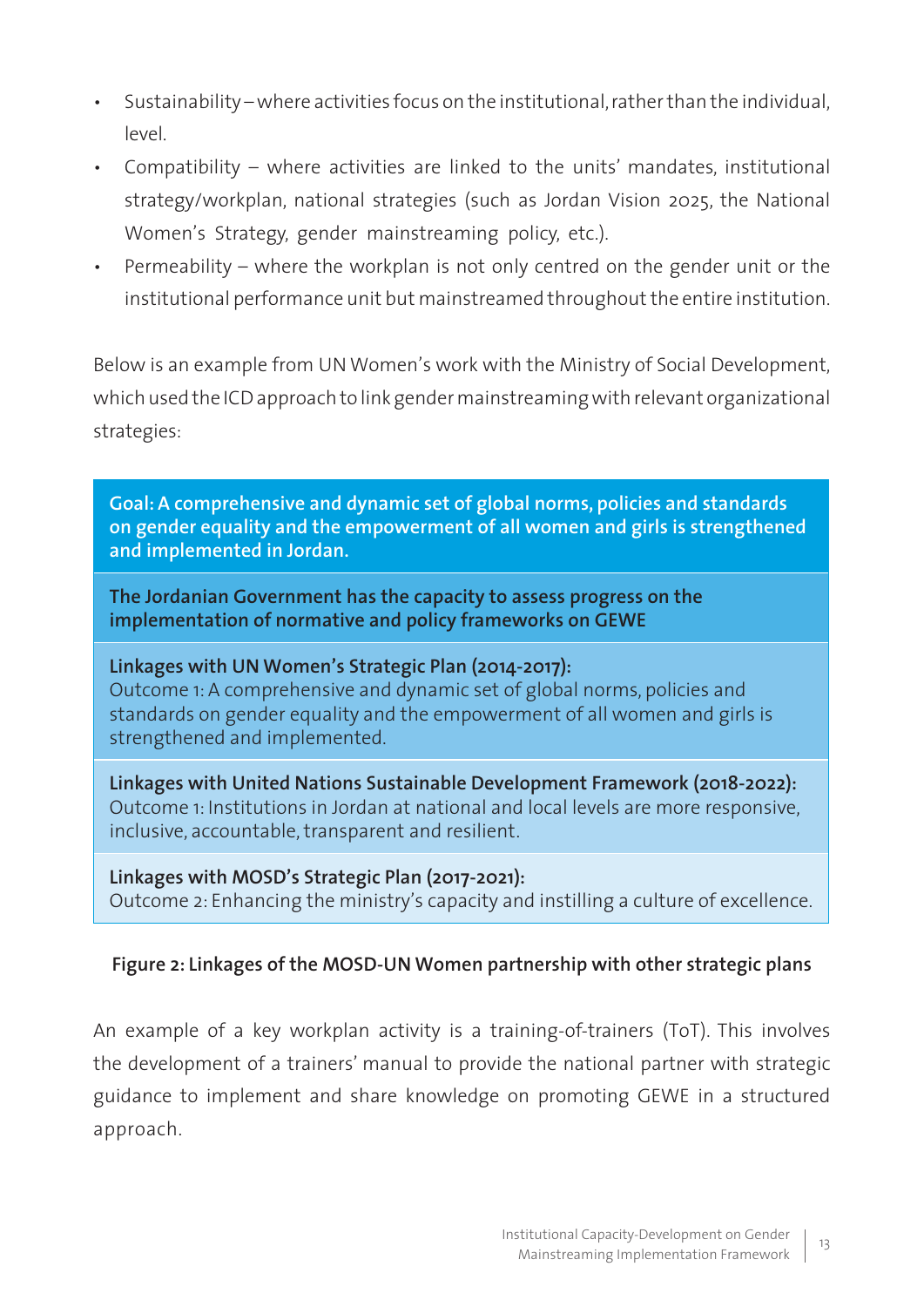- Sustainability – where activities focus on the institutional, rather than the individual, level.
- Compatibility – where activities are linked to the units' mandates, institutional strategy/workplan, national strategies (such as Jordan Vision 2025, the National Women's Strategy, gender mainstreaming policy, etc.).
- Permeability – where the workplan is not only centred on the gender unit or the institutional performance unit but mainstreamed throughout the entire institution.

Below is an example from UN Women's work with the Ministry of Social Development, which used the ICD approach to link gender mainstreaming with relevant organizational strategies:

**Goal: A comprehensive and dynamic set of global norms, policies and standards on gender equality and the empowerment of all women and girls is strengthened and implemented in Jordan.**

**The Jordanian Government has the capacity to assess progress on the implementation of normative and policy frameworks on GEWE**

**Linkages with UN Women's Strategic Plan (2014-2017):**
Outcome 1: A comprehensive and dynamic set of global norms, policies and standards on gender equality and the empowerment of all women and girls is strengthened and implemented.

**Linkages with United Nations Sustainable Development Framework (2018-2022):**
Outcome 1: Institutions in Jordan at national and local levels are more responsive, inclusive, accountable, transparent and resilient.

**Linkages with MOSD's Strategic Plan (2017-2021):**
Outcome 2: Enhancing the ministry's capacity and instilling a culture of excellence.

**Figure 2: Linkages of the MOSD-UN Women partnership with other strategic plans**

An example of a key workplan activity is a training-of-trainers (ToT). This involves the development of a trainers' manual to provide the national partner with strategic guidance to implement and share knowledge on promoting GEWE in a structured approach.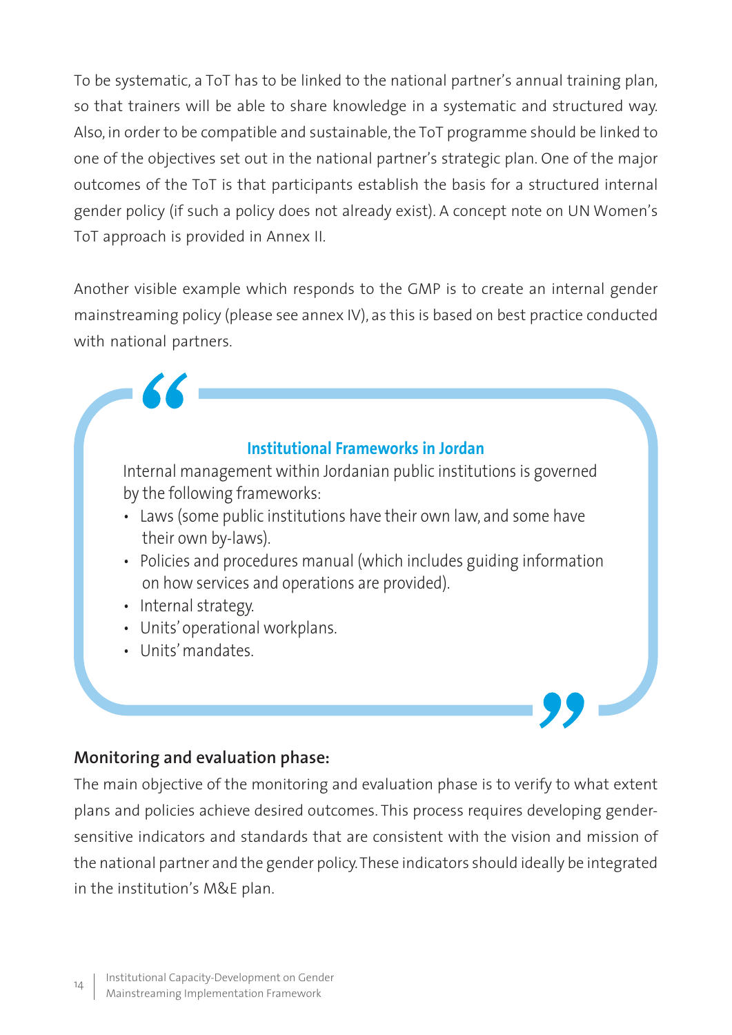To be systematic, a ToT has to be linked to the national partner's annual training plan, so that trainers will be able to share knowledge in a systematic and structured way. Also, in order to be compatible and sustainable, the ToT programme should be linked to one of the objectives set out in the national partner's strategic plan. One of the major outcomes of the ToT is that participants establish the basis for a structured internal gender policy (if such a policy does not already exist). A concept note on UN Women's ToT approach is provided in Annex II.

Another visible example which responds to the GMP is to create an internal gender mainstreaming policy (please see annex IV), as this is based on best practice conducted with national partners.

> **Institutional Frameworks in Jordan**
>
> Internal management within Jordanian public institutions is governed by the following frameworks:
>
> - Laws (some public institutions have their own law, and some have their own by-laws).
> - Policies and procedures manual (which includes guiding information on how services and operations are provided).
> - Internal strategy.
> - Units' operational workplans.
> - Units' mandates.

**Monitoring and evaluation phase:**

The main objective of the monitoring and evaluation phase is to verify to what extent plans and policies achieve desired outcomes. This process requires developing gender-sensitive indicators and standards that are consistent with the vision and mission of the national partner and the gender policy. These indicators should ideally be integrated in the institution's M&E plan.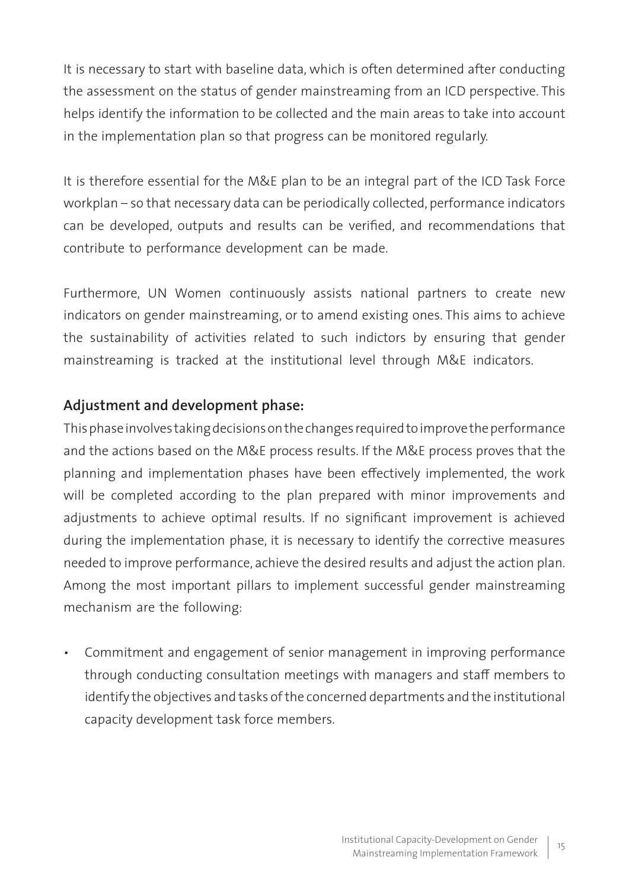It is necessary to start with baseline data, which is often determined after conducting the assessment on the status of gender mainstreaming from an ICD perspective. This helps identify the information to be collected and the main areas to take into account in the implementation plan so that progress can be monitored regularly.

It is therefore essential for the M&E plan to be an integral part of the ICD Task Force workplan – so that necessary data can be periodically collected, performance indicators can be developed, outputs and results can be verified, and recommendations that contribute to performance development can be made.

Furthermore, UN Women continuously assists national partners to create new indicators on gender mainstreaming, or to amend existing ones. This aims to achieve the sustainability of activities related to such indictors by ensuring that gender mainstreaming is tracked at the institutional level through M&E indicators.

### Adjustment and development phase:

This phase involves taking decisions on the changes required to improve the performance and the actions based on the M&E process results. If the M&E process proves that the planning and implementation phases have been effectively implemented, the work will be completed according to the plan prepared with minor improvements and adjustments to achieve optimal results. If no significant improvement is achieved during the implementation phase, it is necessary to identify the corrective measures needed to improve performance, achieve the desired results and adjust the action plan. Among the most important pillars to implement successful gender mainstreaming mechanism are the following:

- Commitment and engagement of senior management in improving performance through conducting consultation meetings with managers and staff members to identify the objectives and tasks of the concerned departments and the institutional capacity development task force members.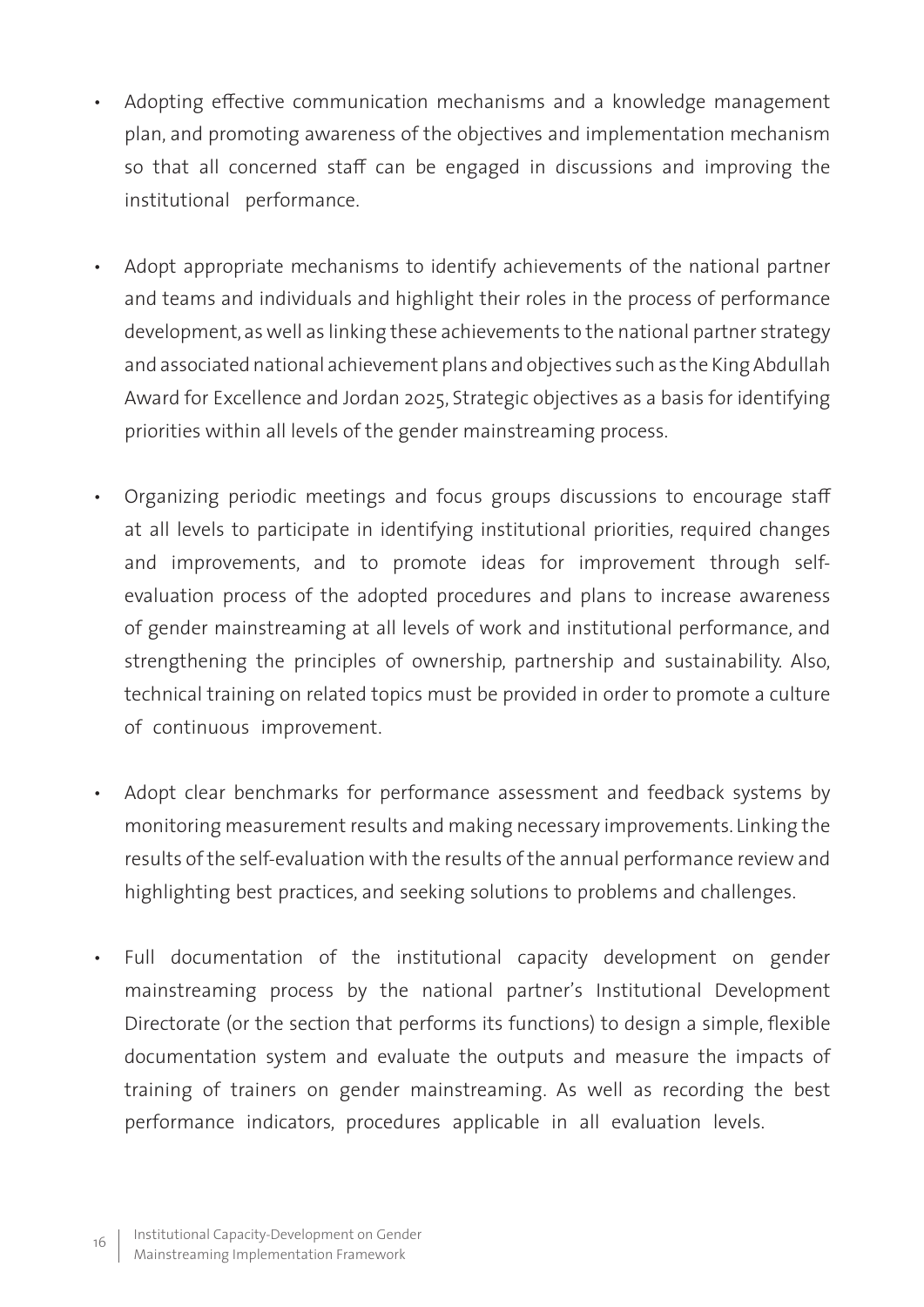- Adopting effective communication mechanisms and a knowledge management plan, and promoting awareness of the objectives and implementation mechanism so that all concerned staff can be engaged in discussions and improving the institutional performance.

- Adopt appropriate mechanisms to identify achievements of the national partner and teams and individuals and highlight their roles in the process of performance development, as well as linking these achievements to the national partner strategy and associated national achievement plans and objectives such as the King Abdullah Award for Excellence and Jordan 2025, Strategic objectives as a basis for identifying priorities within all levels of the gender mainstreaming process.

- Organizing periodic meetings and focus groups discussions to encourage staff at all levels to participate in identifying institutional priorities, required changes and improvements, and to promote ideas for improvement through self-evaluation process of the adopted procedures and plans to increase awareness of gender mainstreaming at all levels of work and institutional performance, and strengthening the principles of ownership, partnership and sustainability. Also, technical training on related topics must be provided in order to promote a culture of continuous improvement.

- Adopt clear benchmarks for performance assessment and feedback systems by monitoring measurement results and making necessary improvements. Linking the results of the self-evaluation with the results of the annual performance review and highlighting best practices, and seeking solutions to problems and challenges.

- Full documentation of the institutional capacity development on gender mainstreaming process by the national partner's Institutional Development Directorate (or the section that performs its functions) to design a simple, flexible documentation system and evaluate the outputs and measure the impacts of training of trainers on gender mainstreaming. As well as recording the best performance indicators, procedures applicable in all evaluation levels.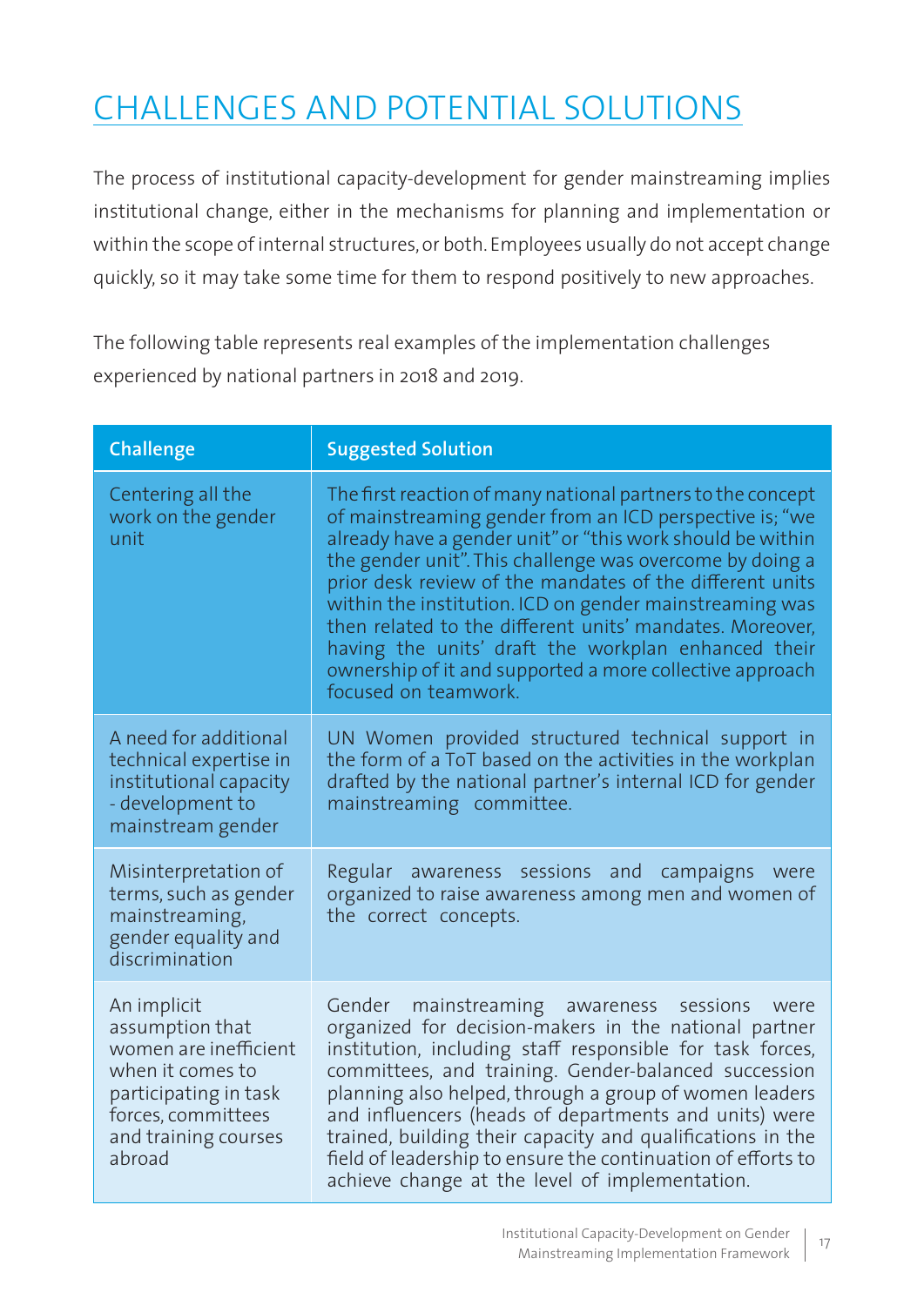# CHALLENGES AND POTENTIAL SOLUTIONS

The process of institutional capacity-development for gender mainstreaming implies institutional change, either in the mechanisms for planning and implementation or within the scope of internal structures, or both. Employees usually do not accept change quickly, so it may take some time for them to respond positively to new approaches.

The following table represents real examples of the implementation challenges experienced by national partners in 2018 and 2019.

| Challenge | Suggested Solution |
|---|---|
| Centering all the work on the gender unit | The first reaction of many national partners to the concept of mainstreaming gender from an ICD perspective is; "we already have a gender unit" or "this work should be within the gender unit". This challenge was overcome by doing a prior desk review of the mandates of the different units within the institution. ICD on gender mainstreaming was then related to the different units' mandates. Moreover, having the units' draft the workplan enhanced their ownership of it and supported a more collective approach focused on teamwork. |
| A need for additional technical expertise in institutional capacity - development to mainstream gender | UN Women provided structured technical support in the form of a ToT based on the activities in the workplan drafted by the national partner's internal ICD for gender mainstreaming committee. |
| Misinterpretation of terms, such as gender mainstreaming, gender equality and discrimination | Regular awareness sessions and campaigns were organized to raise awareness among men and women of the correct concepts. |
| An implicit assumption that women are inefficient when it comes to participating in task forces, committees and training courses abroad | Gender mainstreaming awareness sessions were organized for decision-makers in the national partner institution, including staff responsible for task forces, committees, and training. Gender-balanced succession planning also helped, through a group of women leaders and influencers (heads of departments and units) were trained, building their capacity and qualifications in the field of leadership to ensure the continuation of efforts to achieve change at the level of implementation. |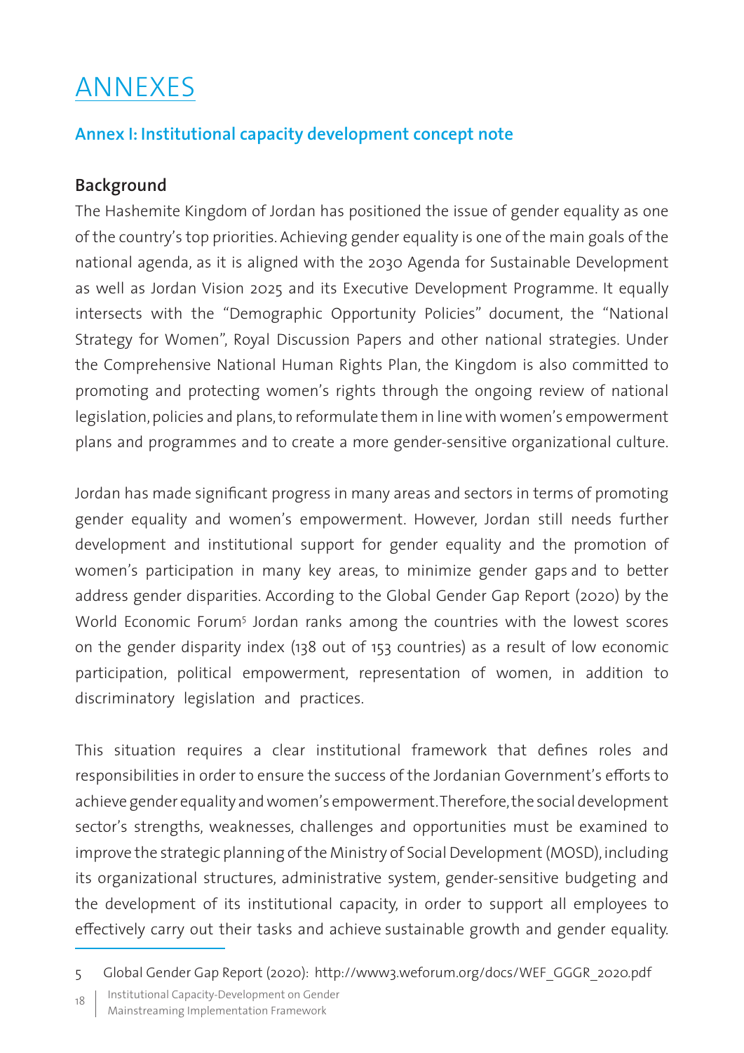# ANNEXES

## Annex I: Institutional capacity development concept note

### Background

The Hashemite Kingdom of Jordan has positioned the issue of gender equality as one of the country's top priorities. Achieving gender equality is one of the main goals of the national agenda, as it is aligned with the 2030 Agenda for Sustainable Development as well as Jordan Vision 2025 and its Executive Development Programme. It equally intersects with the "Demographic Opportunity Policies" document, the "National Strategy for Women", Royal Discussion Papers and other national strategies. Under the Comprehensive National Human Rights Plan, the Kingdom is also committed to promoting and protecting women's rights through the ongoing review of national legislation, policies and plans, to reformulate them in line with women's empowerment plans and programmes and to create a more gender-sensitive organizational culture.

Jordan has made significant progress in many areas and sectors in terms of promoting gender equality and women's empowerment. However, Jordan still needs further development and institutional support for gender equality and the promotion of women's participation in many key areas, to minimize gender gaps and to better address gender disparities. According to the Global Gender Gap Report (2020) by the World Economic Forum[5] Jordan ranks among the countries with the lowest scores on the gender disparity index (138 out of 153 countries) as a result of low economic participation, political empowerment, representation of women, in addition to discriminatory legislation and practices.

This situation requires a clear institutional framework that defines roles and responsibilities in order to ensure the success of the Jordanian Government's efforts to achieve gender equality and women's empowerment. Therefore, the social development sector's strengths, weaknesses, challenges and opportunities must be examined to improve the strategic planning of the Ministry of Social Development (MOSD), including its organizational structures, administrative system, gender-sensitive budgeting and the development of its institutional capacity, in order to support all employees to effectively carry out their tasks and achieve sustainable growth and gender equality.

---

5 Global Gender Gap Report (2020): http://www3.weforum.org/docs/WEF_GGGR_2020.pdf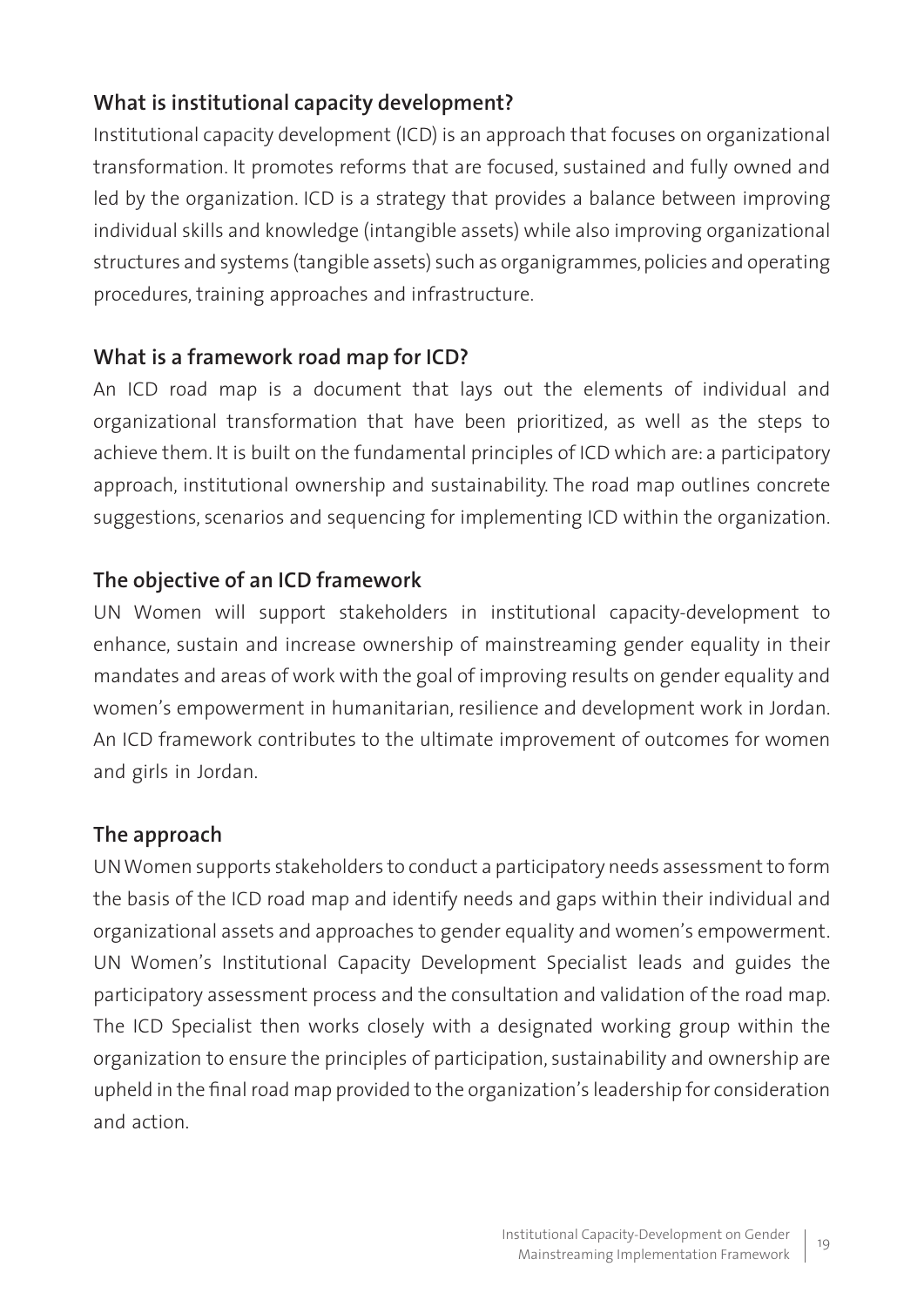### What is institutional capacity development?

Institutional capacity development (ICD) is an approach that focuses on organizational transformation. It promotes reforms that are focused, sustained and fully owned and led by the organization. ICD is a strategy that provides a balance between improving individual skills and knowledge (intangible assets) while also improving organizational structures and systems (tangible assets) such as organigrammes, policies and operating procedures, training approaches and infrastructure.

### What is a framework road map for ICD?

An ICD road map is a document that lays out the elements of individual and organizational transformation that have been prioritized, as well as the steps to achieve them. It is built on the fundamental principles of ICD which are: a participatory approach, institutional ownership and sustainability. The road map outlines concrete suggestions, scenarios and sequencing for implementing ICD within the organization.

### The objective of an ICD framework

UN Women will support stakeholders in institutional capacity-development to enhance, sustain and increase ownership of mainstreaming gender equality in their mandates and areas of work with the goal of improving results on gender equality and women's empowerment in humanitarian, resilience and development work in Jordan. An ICD framework contributes to the ultimate improvement of outcomes for women and girls in Jordan.

### The approach

UN Women supports stakeholders to conduct a participatory needs assessment to form the basis of the ICD road map and identify needs and gaps within their individual and organizational assets and approaches to gender equality and women's empowerment. UN Women's Institutional Capacity Development Specialist leads and guides the participatory assessment process and the consultation and validation of the road map. The ICD Specialist then works closely with a designated working group within the organization to ensure the principles of participation, sustainability and ownership are upheld in the final road map provided to the organization's leadership for consideration and action.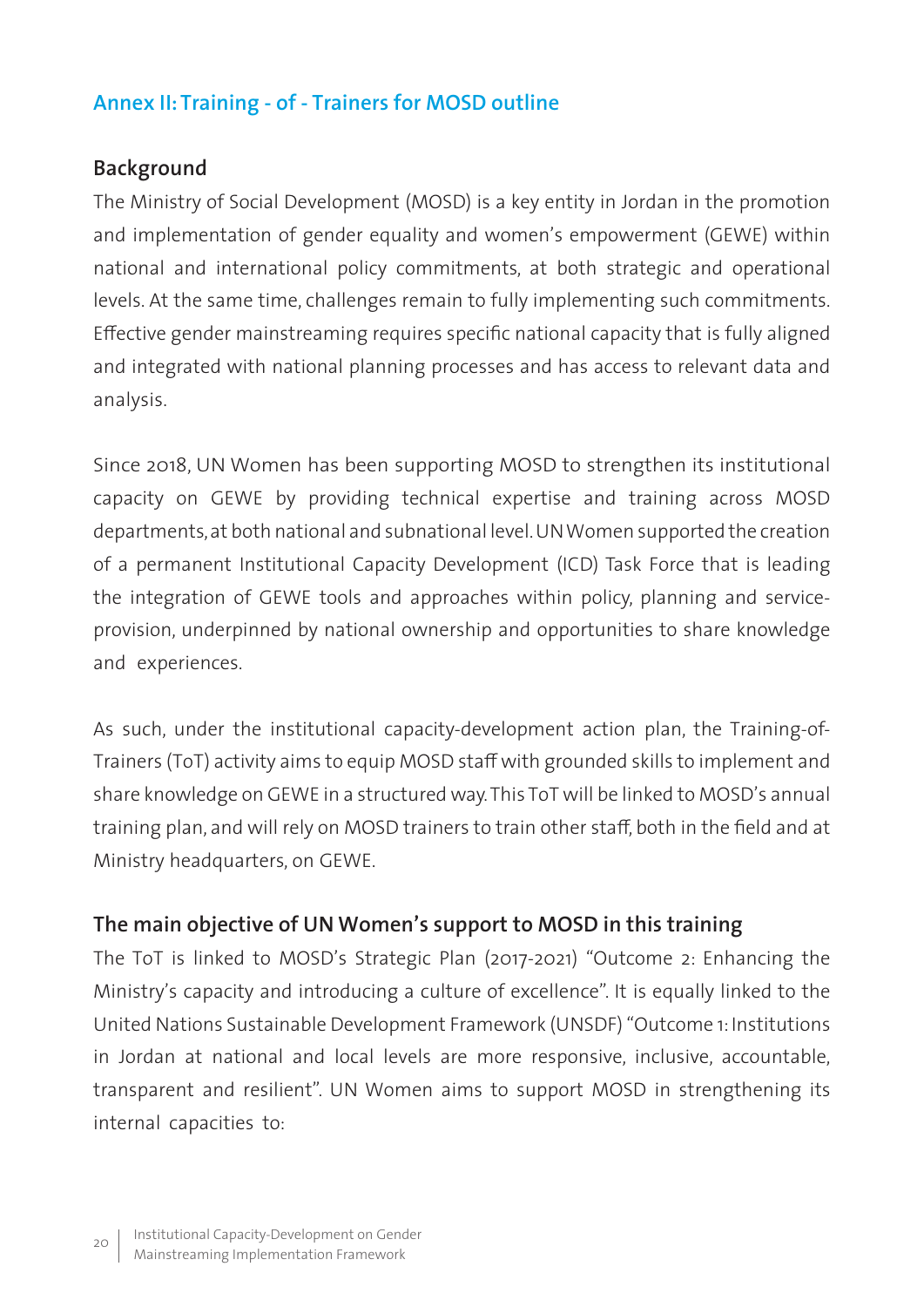## Annex II: Training - of - Trainers for MOSD outline

### Background

The Ministry of Social Development (MOSD) is a key entity in Jordan in the promotion and implementation of gender equality and women's empowerment (GEWE) within national and international policy commitments, at both strategic and operational levels. At the same time, challenges remain to fully implementing such commitments. Effective gender mainstreaming requires specific national capacity that is fully aligned and integrated with national planning processes and has access to relevant data and analysis.

Since 2018, UN Women has been supporting MOSD to strengthen its institutional capacity on GEWE by providing technical expertise and training across MOSD departments, at both national and subnational level. UN Women supported the creation of a permanent Institutional Capacity Development (ICD) Task Force that is leading the integration of GEWE tools and approaches within policy, planning and service-provision, underpinned by national ownership and opportunities to share knowledge and experiences.

As such, under the institutional capacity-development action plan, the Training-of-Trainers (ToT) activity aims to equip MOSD staff with grounded skills to implement and share knowledge on GEWE in a structured way. This ToT will be linked to MOSD's annual training plan, and will rely on MOSD trainers to train other staff, both in the field and at Ministry headquarters, on GEWE.

### The main objective of UN Women's support to MOSD in this training

The ToT is linked to MOSD's Strategic Plan (2017-2021) "Outcome 2: Enhancing the Ministry's capacity and introducing a culture of excellence". It is equally linked to the United Nations Sustainable Development Framework (UNSDF) "Outcome 1: Institutions in Jordan at national and local levels are more responsive, inclusive, accountable, transparent and resilient". UN Women aims to support MOSD in strengthening its internal capacities to: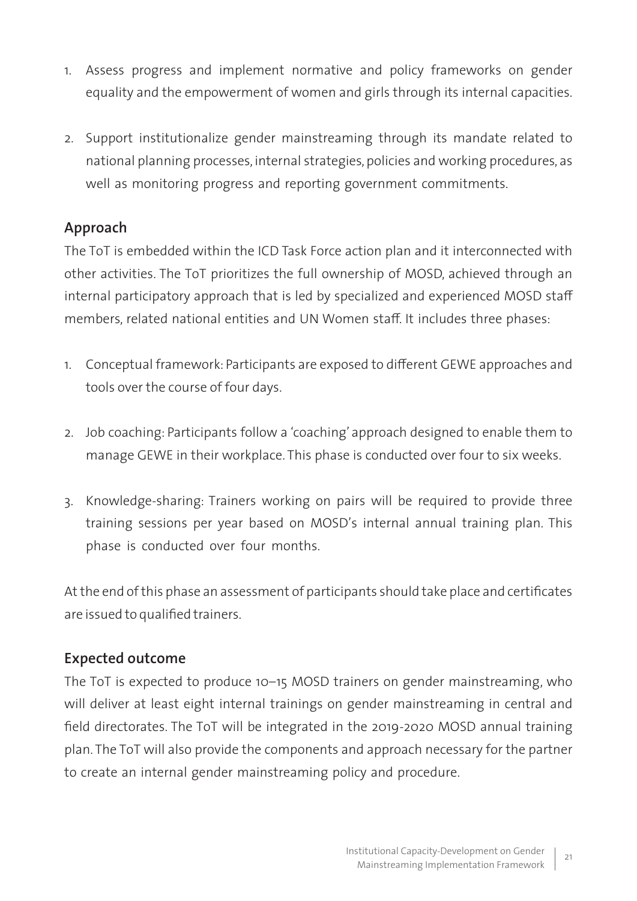1. Assess progress and implement normative and policy frameworks on gender equality and the empowerment of women and girls through its internal capacities.

2. Support institutionalize gender mainstreaming through its mandate related to national planning processes, internal strategies, policies and working procedures, as well as monitoring progress and reporting government commitments.

## Approach

The ToT is embedded within the ICD Task Force action plan and it interconnected with other activities. The ToT prioritizes the full ownership of MOSD, achieved through an internal participatory approach that is led by specialized and experienced MOSD staff members, related national entities and UN Women staff. It includes three phases:

1. Conceptual framework: Participants are exposed to different GEWE approaches and tools over the course of four days.

2. Job coaching: Participants follow a 'coaching' approach designed to enable them to manage GEWE in their workplace. This phase is conducted over four to six weeks.

3. Knowledge-sharing: Trainers working on pairs will be required to provide three training sessions per year based on MOSD's internal annual training plan. This phase is conducted over four months.

At the end of this phase an assessment of participants should take place and certificates are issued to qualified trainers.

## Expected outcome

The ToT is expected to produce 10–15 MOSD trainers on gender mainstreaming, who will deliver at least eight internal trainings on gender mainstreaming in central and field directorates. The ToT will be integrated in the 2019-2020 MOSD annual training plan. The ToT will also provide the components and approach necessary for the partner to create an internal gender mainstreaming policy and procedure.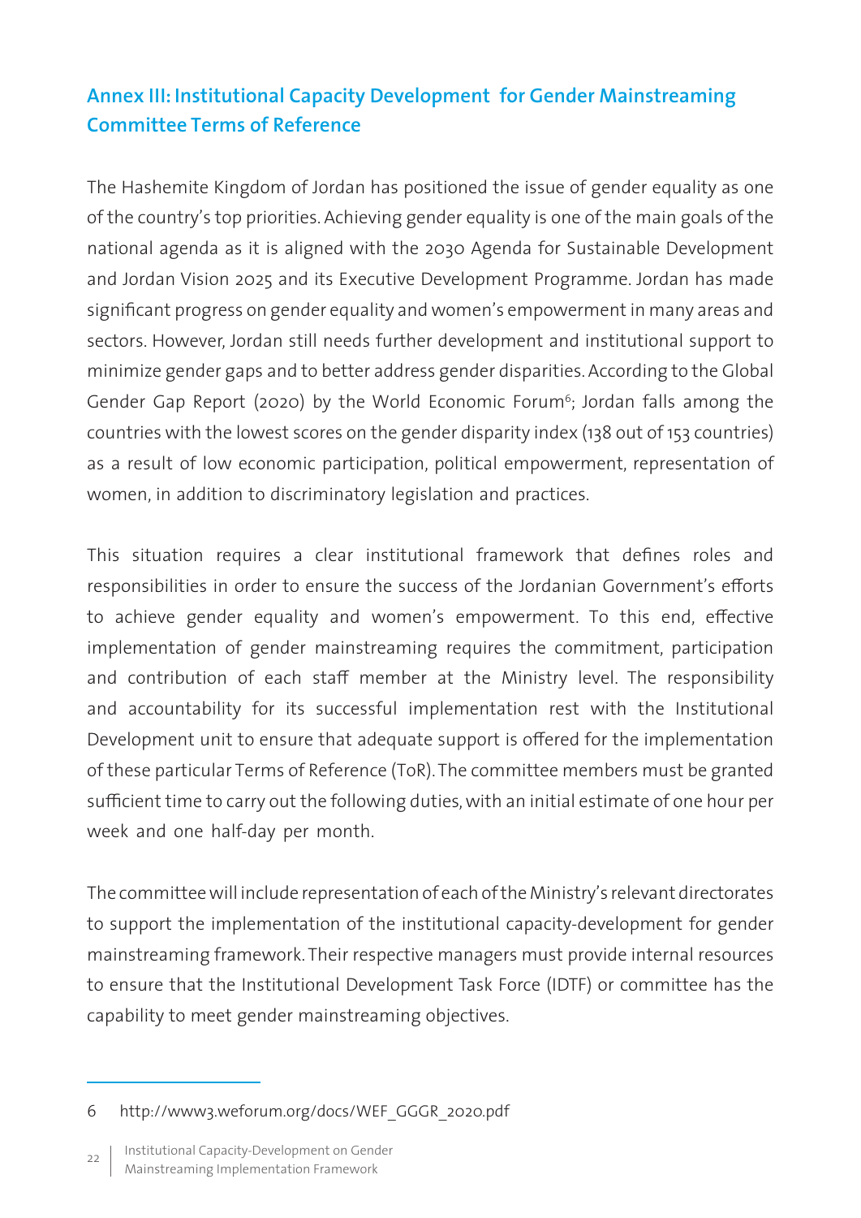## Annex III: Institutional Capacity Development for Gender Mainstreaming Committee Terms of Reference

The Hashemite Kingdom of Jordan has positioned the issue of gender equality as one of the country's top priorities. Achieving gender equality is one of the main goals of the national agenda as it is aligned with the 2030 Agenda for Sustainable Development and Jordan Vision 2025 and its Executive Development Programme. Jordan has made significant progress on gender equality and women's empowerment in many areas and sectors. However, Jordan still needs further development and institutional support to minimize gender gaps and to better address gender disparities. According to the Global Gender Gap Report (2020) by the World Economic Forum[6]; Jordan falls among the countries with the lowest scores on the gender disparity index (138 out of 153 countries) as a result of low economic participation, political empowerment, representation of women, in addition to discriminatory legislation and practices.

This situation requires a clear institutional framework that defines roles and responsibilities in order to ensure the success of the Jordanian Government's efforts to achieve gender equality and women's empowerment. To this end, effective implementation of gender mainstreaming requires the commitment, participation and contribution of each staff member at the Ministry level. The responsibility and accountability for its successful implementation rest with the Institutional Development unit to ensure that adequate support is offered for the implementation of these particular Terms of Reference (ToR). The committee members must be granted sufficient time to carry out the following duties, with an initial estimate of one hour per week and one half-day per month.

The committee will include representation of each of the Ministry's relevant directorates to support the implementation of the institutional capacity-development for gender mainstreaming framework. Their respective managers must provide internal resources to ensure that the Institutional Development Task Force (IDTF) or committee has the capability to meet gender mainstreaming objectives.

---

6 http://www3.weforum.org/docs/WEF_GGGR_2020.pdf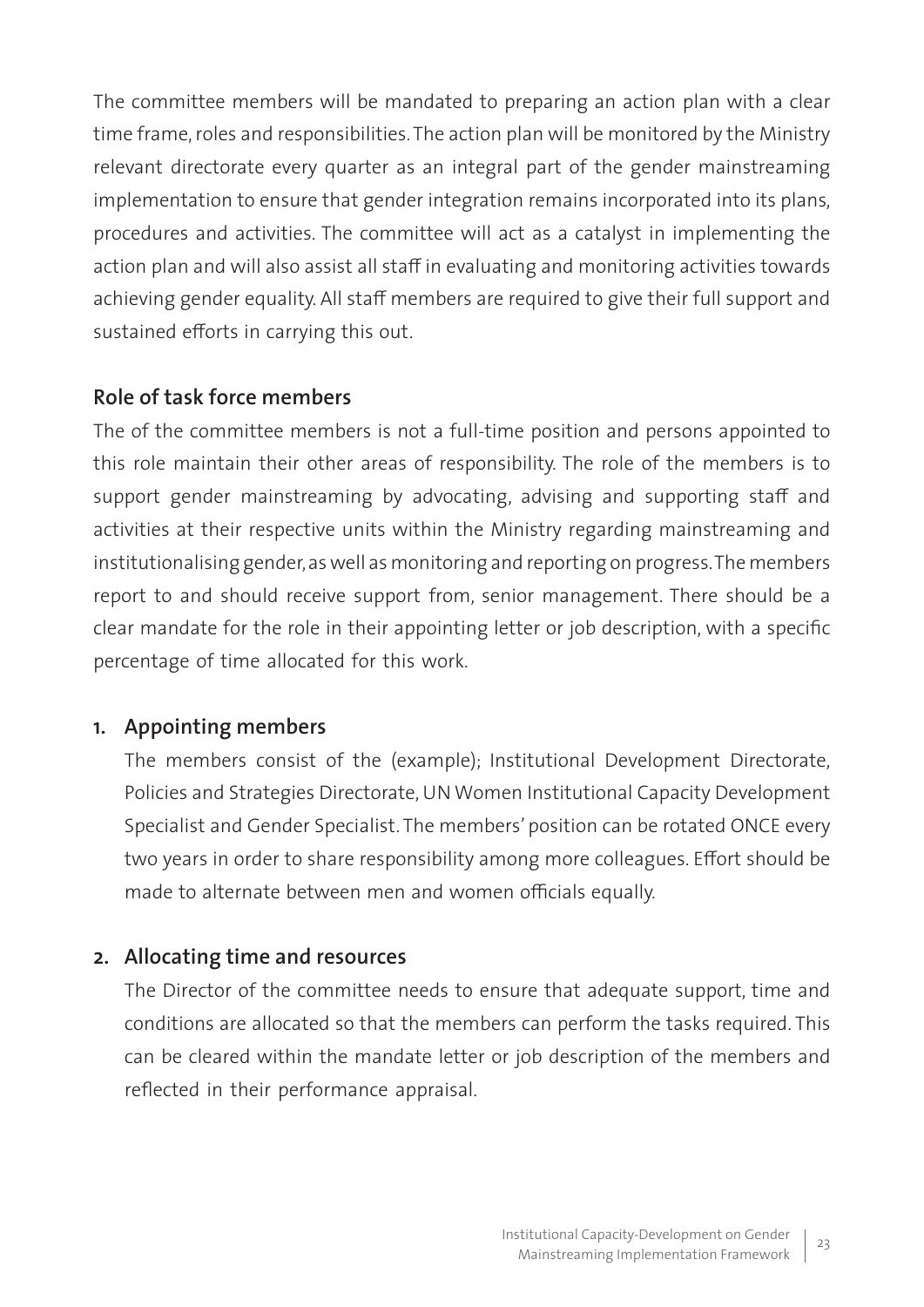The committee members will be mandated to preparing an action plan with a clear time frame, roles and responsibilities. The action plan will be monitored by the Ministry relevant directorate every quarter as an integral part of the gender mainstreaming implementation to ensure that gender integration remains incorporated into its plans, procedures and activities. The committee will act as a catalyst in implementing the action plan and will also assist all staff in evaluating and monitoring activities towards achieving gender equality. All staff members are required to give their full support and sustained efforts in carrying this out.

## Role of task force members

The of the committee members is not a full-time position and persons appointed to this role maintain their other areas of responsibility. The role of the members is to support gender mainstreaming by advocating, advising and supporting staff and activities at their respective units within the Ministry regarding mainstreaming and institutionalising gender, as well as monitoring and reporting on progress. The members report to and should receive support from, senior management. There should be a clear mandate for the role in their appointing letter or job description, with a specific percentage of time allocated for this work.

### 1. Appointing members

The members consist of the (example); Institutional Development Directorate, Policies and Strategies Directorate, UN Women Institutional Capacity Development Specialist and Gender Specialist. The members' position can be rotated ONCE every two years in order to share responsibility among more colleagues. Effort should be made to alternate between men and women officials equally.

### 2. Allocating time and resources

The Director of the committee needs to ensure that adequate support, time and conditions are allocated so that the members can perform the tasks required. This can be cleared within the mandate letter or job description of the members and reflected in their performance appraisal.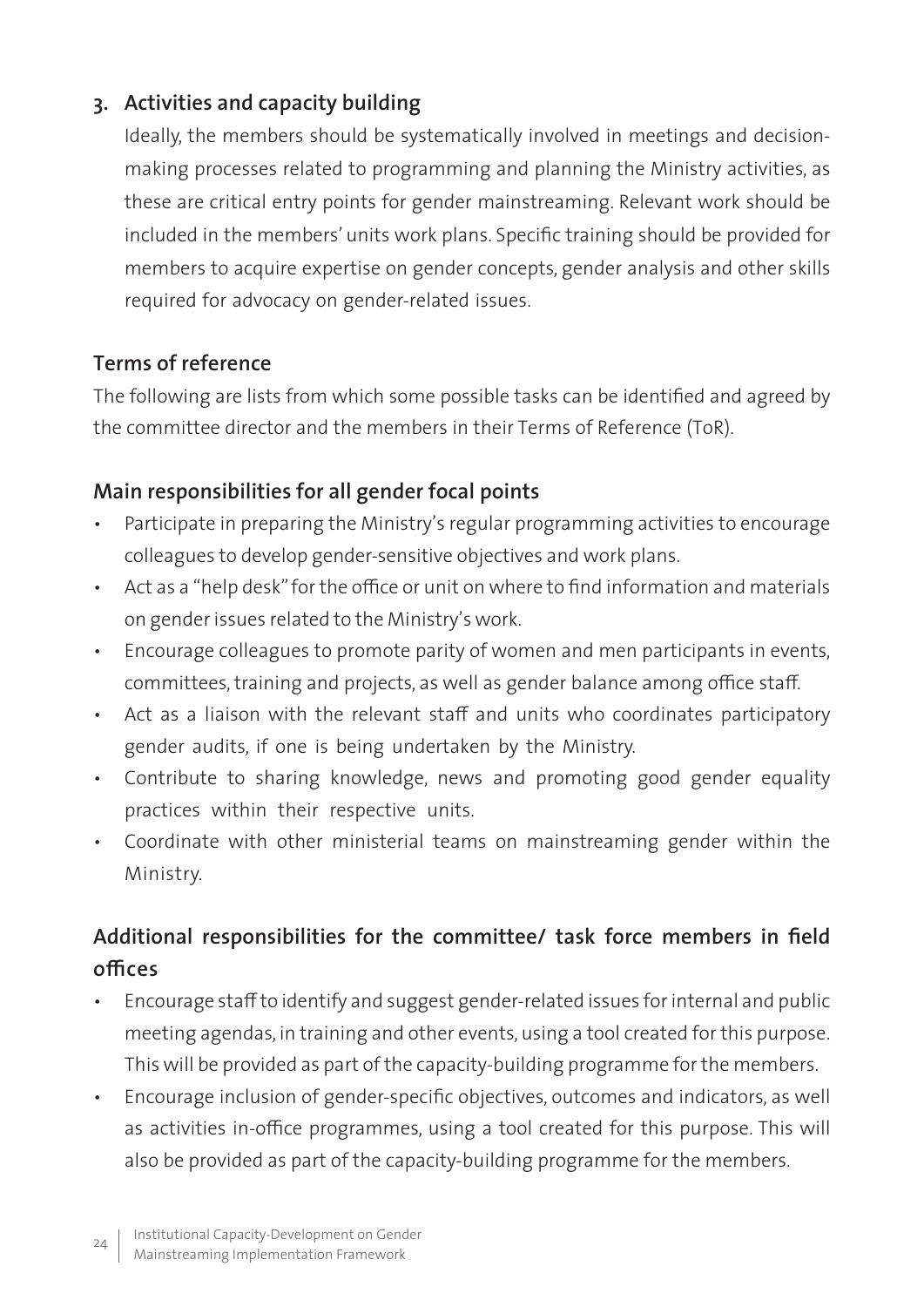3. **Activities and capacity building**

   Ideally, the members should be systematically involved in meetings and decision-making processes related to programming and planning the Ministry activities, as these are critical entry points for gender mainstreaming. Relevant work should be included in the members' units work plans. Specific training should be provided for members to acquire expertise on gender concepts, gender analysis and other skills required for advocacy on gender-related issues.

### Terms of reference

The following are lists from which some possible tasks can be identified and agreed by the committee director and the members in their Terms of Reference (ToR).

### Main responsibilities for all gender focal points

- Participate in preparing the Ministry's regular programming activities to encourage colleagues to develop gender-sensitive objectives and work plans.
- Act as a "help desk" for the office or unit on where to find information and materials on gender issues related to the Ministry's work.
- Encourage colleagues to promote parity of women and men participants in events, committees, training and projects, as well as gender balance among office staff.
- Act as a liaison with the relevant staff and units who coordinates participatory gender audits, if one is being undertaken by the Ministry.
- Contribute to sharing knowledge, news and promoting good gender equality practices within their respective units.
- Coordinate with other ministerial teams on mainstreaming gender within the Ministry.

### Additional responsibilities for the committee/ task force members in field offices

- Encourage staff to identify and suggest gender-related issues for internal and public meeting agendas, in training and other events, using a tool created for this purpose. This will be provided as part of the capacity-building programme for the members.
- Encourage inclusion of gender-specific objectives, outcomes and indicators, as well as activities in-office programmes, using a tool created for this purpose. This will also be provided as part of the capacity-building programme for the members.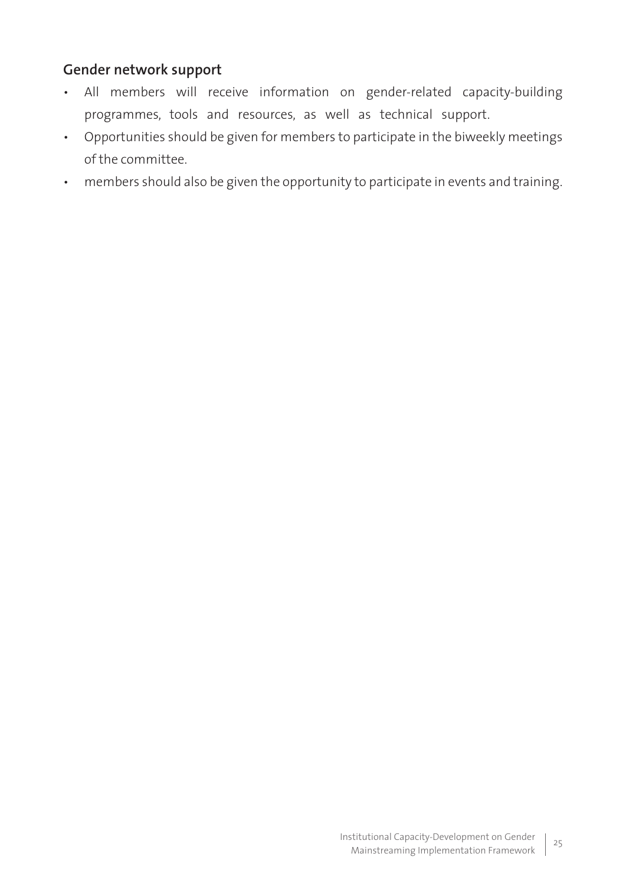### Gender network support

- All members will receive information on gender-related capacity-building programmes, tools and resources, as well as technical support.
- Opportunities should be given for members to participate in the biweekly meetings of the committee.
- members should also be given the opportunity to participate in events and training.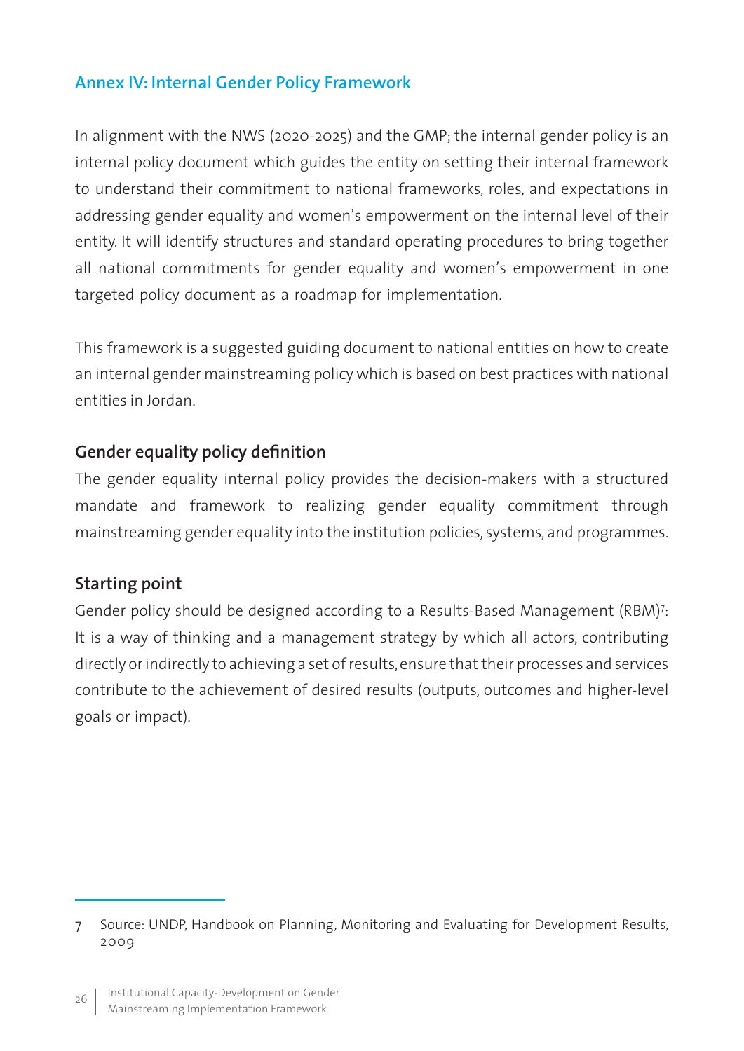## Annex IV: Internal Gender Policy Framework

In alignment with the NWS (2020-2025) and the GMP; the internal gender policy is an internal policy document which guides the entity on setting their internal framework to understand their commitment to national frameworks, roles, and expectations in addressing gender equality and women's empowerment on the internal level of their entity. It will identify structures and standard operating procedures to bring together all national commitments for gender equality and women's empowerment in one targeted policy document as a roadmap for implementation.

This framework is a suggested guiding document to national entities on how to create an internal gender mainstreaming policy which is based on best practices with national entities in Jordan.

### Gender equality policy definition

The gender equality internal policy provides the decision-makers with a structured mandate and framework to realizing gender equality commitment through mainstreaming gender equality into the institution policies, systems, and programmes.

### Starting point

Gender policy should be designed according to a Results-Based Management (RBM)[7]: It is a way of thinking and a management strategy by which all actors, contributing directly or indirectly to achieving a set of results, ensure that their processes and services contribute to the achievement of desired results (outputs, outcomes and higher-level goals or impact).

---

7 Source: UNDP, Handbook on Planning, Monitoring and Evaluating for Development Results, 2009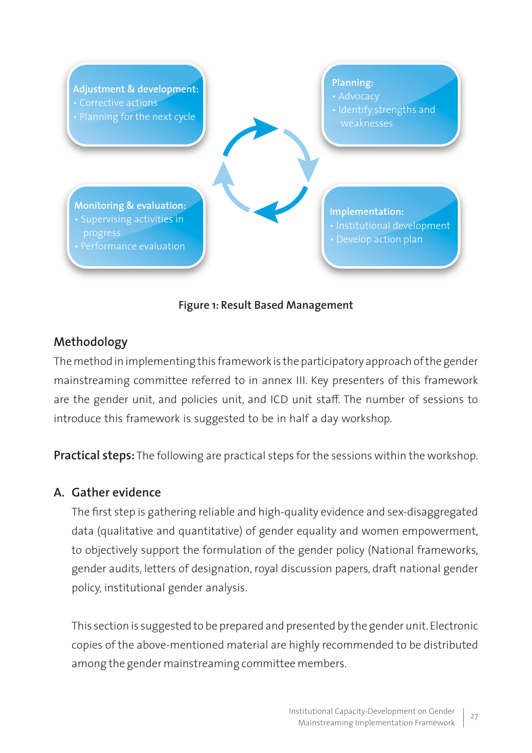**Adjustment & development:**
- Corrective actions
- Planning for the next cycle

**Planning:**
- Advocacy
- Identify strengths and weaknesses

**Monitoring & evaluation:**
- Supervising activities in progress
- Performance evaluation

**Implementation:**
- Institutional development
- Develop action plan

**Figure 1: Result Based Management**

## Methodology

The method in implementing this framework is the participatory approach of the gender mainstreaming committee referred to in annex III. Key presenters of this framework are the gender unit, and policies unit, and ICD unit staff. The number of sessions to introduce this framework is suggested to be in half a day workshop.

**Practical steps:** The following are practical steps for the sessions within the workshop.

### A. Gather evidence

The first step is gathering reliable and high-quality evidence and sex-disaggregated data (qualitative and quantitative) of gender equality and women empowerment, to objectively support the formulation of the gender policy (National frameworks, gender audits, letters of designation, royal discussion papers, draft national gender policy, institutional gender analysis.

This section is suggested to be prepared and presented by the gender unit. Electronic copies of the above-mentioned material are highly recommended to be distributed among the gender mainstreaming committee members.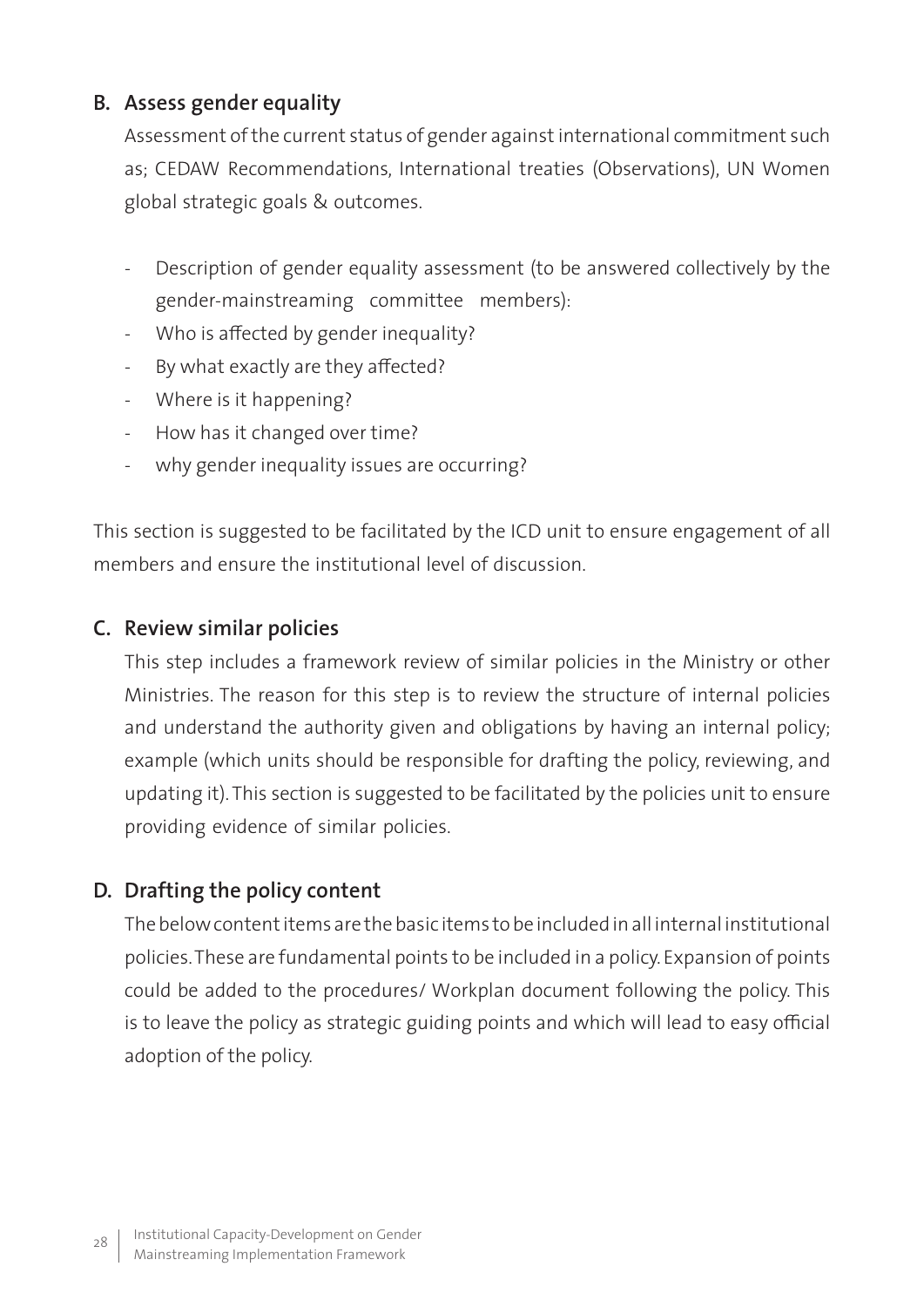## B. Assess gender equality

Assessment of the current status of gender against international commitment such as; CEDAW Recommendations, International treaties (Observations), UN Women global strategic goals & outcomes.

- Description of gender equality assessment (to be answered collectively by the gender-mainstreaming committee members):
- Who is affected by gender inequality?
- By what exactly are they affected?
- Where is it happening?
- How has it changed over time?
- why gender inequality issues are occurring?

This section is suggested to be facilitated by the ICD unit to ensure engagement of all members and ensure the institutional level of discussion.

## C. Review similar policies

This step includes a framework review of similar policies in the Ministry or other Ministries. The reason for this step is to review the structure of internal policies and understand the authority given and obligations by having an internal policy; example (which units should be responsible for drafting the policy, reviewing, and updating it). This section is suggested to be facilitated by the policies unit to ensure providing evidence of similar policies.

## D. Drafting the policy content

The below content items are the basic items to be included in all internal institutional policies. These are fundamental points to be included in a policy. Expansion of points could be added to the procedures/ Workplan document following the policy. This is to leave the policy as strategic guiding points and which will lead to easy official adoption of the policy.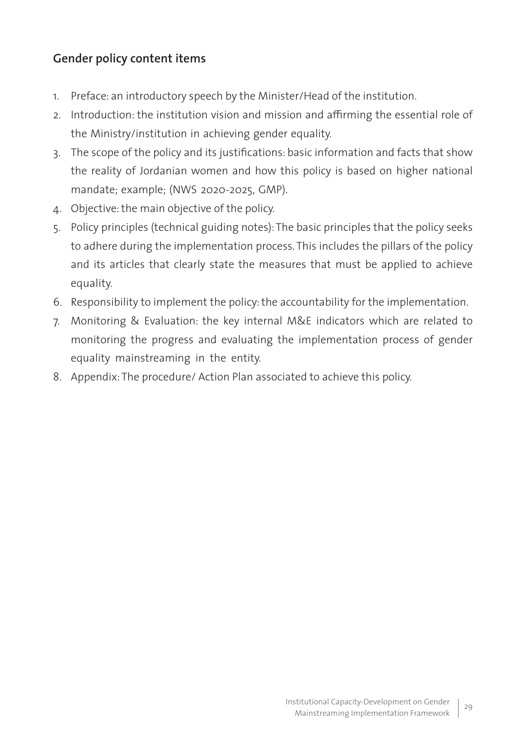### Gender policy content items

1. Preface: an introductory speech by the Minister/Head of the institution.
2. Introduction: the institution vision and mission and affirming the essential role of the Ministry/institution in achieving gender equality.
3. The scope of the policy and its justifications: basic information and facts that show the reality of Jordanian women and how this policy is based on higher national mandate; example; (NWS 2020-2025, GMP).
4. Objective: the main objective of the policy.
5. Policy principles (technical guiding notes): The basic principles that the policy seeks to adhere during the implementation process. This includes the pillars of the policy and its articles that clearly state the measures that must be applied to achieve equality.
6. Responsibility to implement the policy: the accountability for the implementation.
7. Monitoring & Evaluation: the key internal M&E indicators which are related to monitoring the progress and evaluating the implementation process of gender equality mainstreaming in the entity.
8. Appendix: The procedure/ Action Plan associated to achieve this policy.